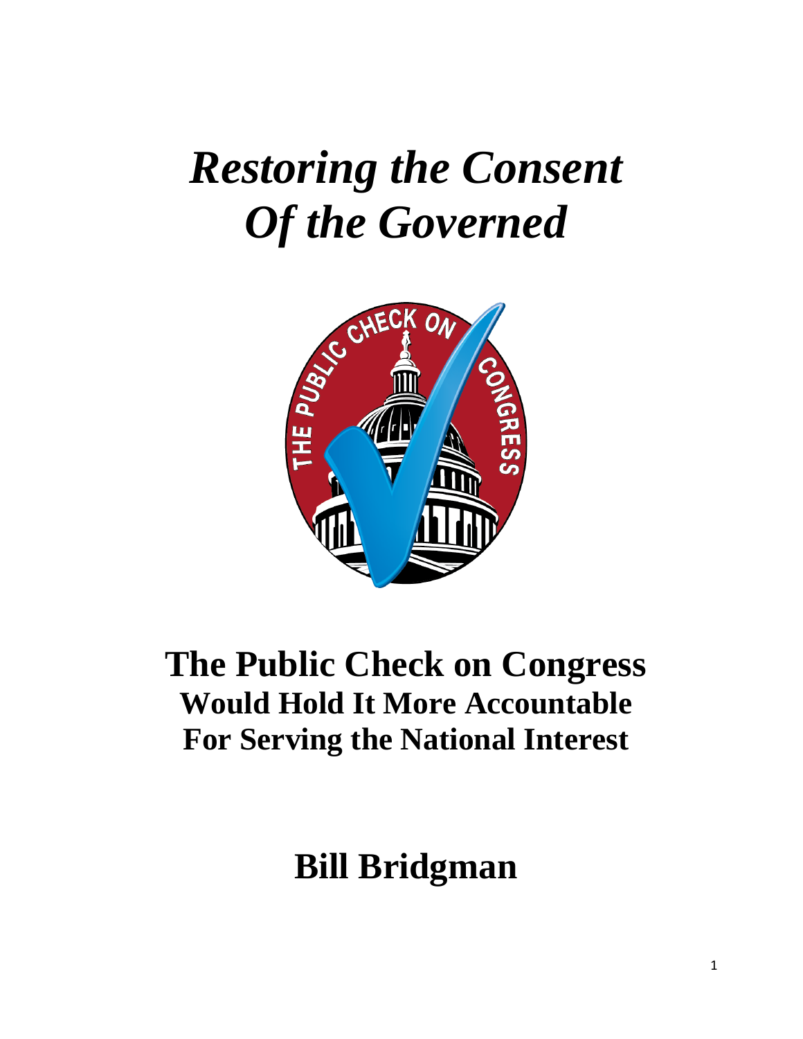# *Restoring the Consent Of the Governed*

## The Public Check on Congress

### Would Hold It More Accountable For Serving the National Interest

## Bill Bridgman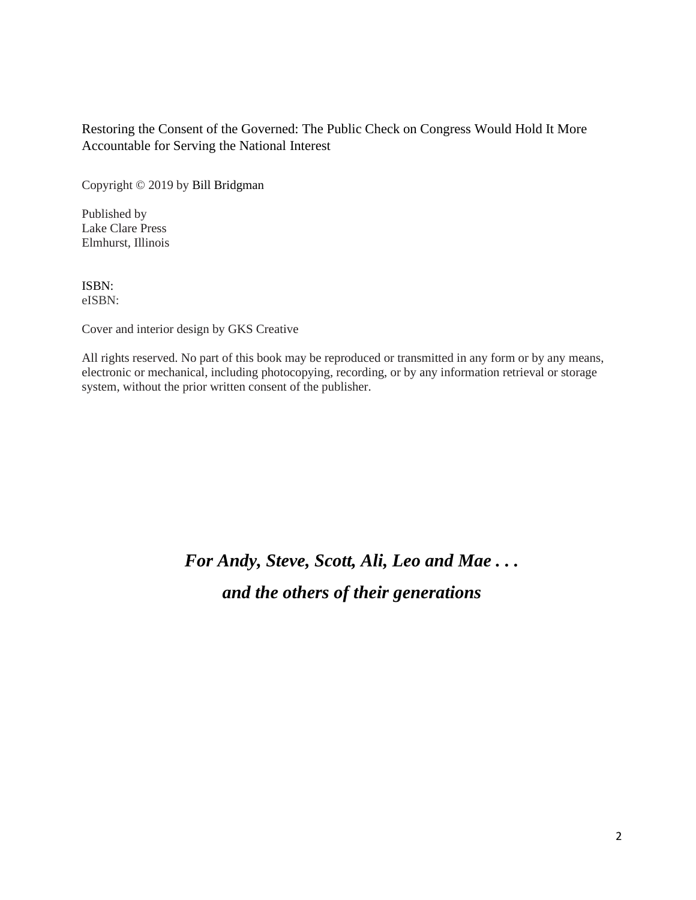Restoring the Consent of the Governed: The Public Check on Congress Would Hold It More Accountable for Serving the National Interest

Copyright © 2019 by Bill Bridgman

Published by
Lake Clare Press
Elmhurst, Illinois

ISBN:
eISBN:

Cover and interior design by GKS Creative

All rights reserved. No part of this book may be reproduced or transmitted in any form or by any means, electronic or mechanical, including photocopying, recording, or by any information retrieval or storage system, without the prior written consent of the publisher.

***For Andy, Steve, Scott, Ali, Leo and Mae . . .***

***and the others of their generations***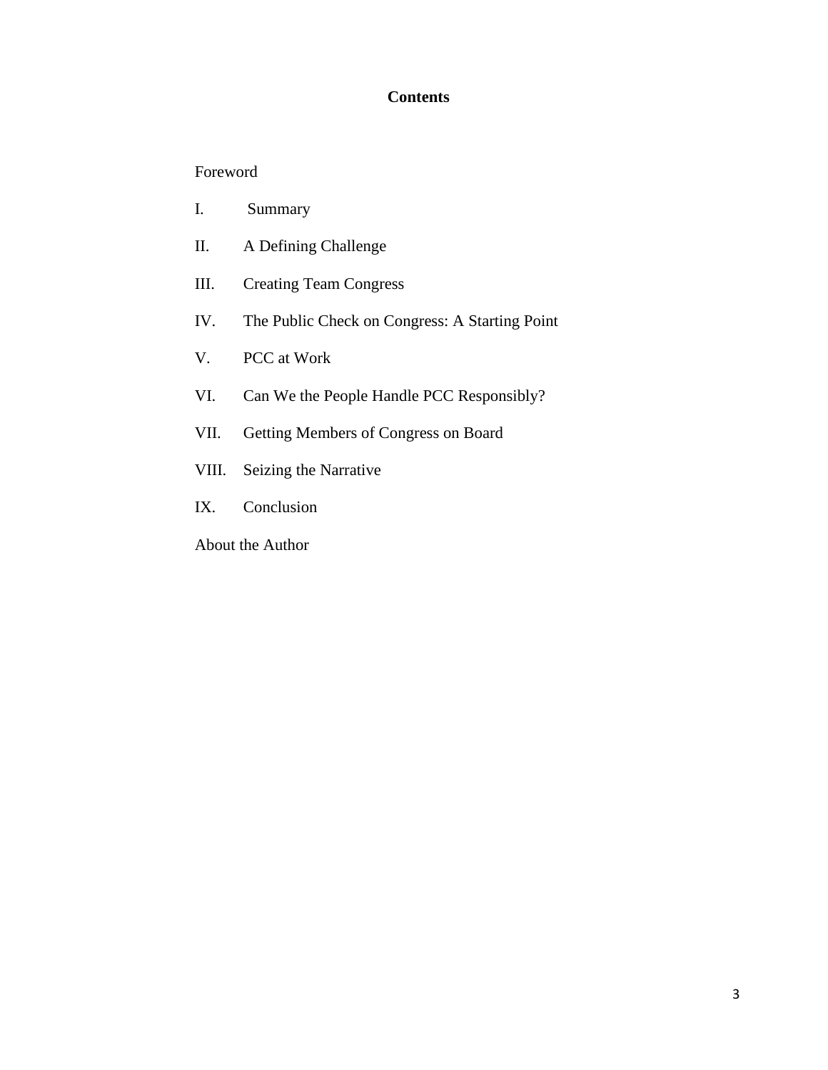# Contents

Foreword

I. Summary

II. A Defining Challenge

III. Creating Team Congress

IV. The Public Check on Congress: A Starting Point

V. PCC at Work

VI. Can We the People Handle PCC Responsibly?

VII. Getting Members of Congress on Board

VIII. Seizing the Narrative

IX. Conclusion

About the Author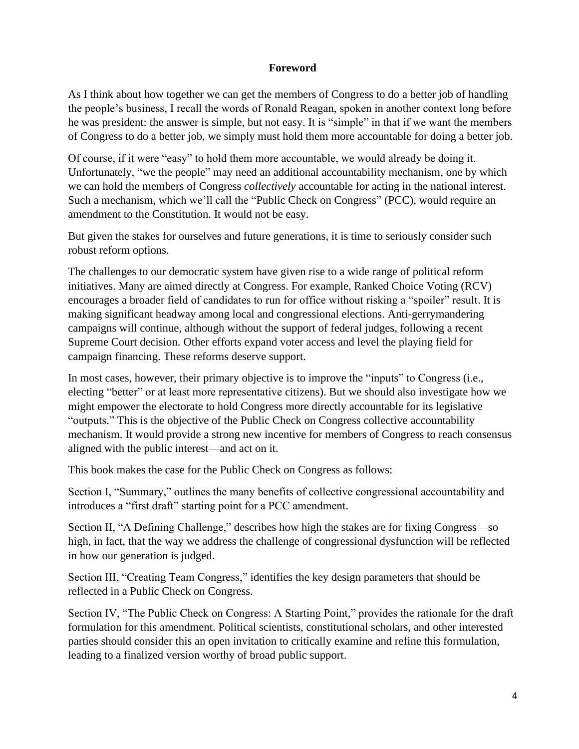## Foreword

As I think about how together we can get the members of Congress to do a better job of handling the people's business, I recall the words of Ronald Reagan, spoken in another context long before he was president: the answer is simple, but not easy. It is "simple" in that if we want the members of Congress to do a better job, we simply must hold them more accountable for doing a better job.

Of course, if it were "easy" to hold them more accountable, we would already be doing it. Unfortunately, "we the people" may need an additional accountability mechanism, one by which we can hold the members of Congress *collectively* accountable for acting in the national interest. Such a mechanism, which we'll call the "Public Check on Congress" (PCC), would require an amendment to the Constitution. It would not be easy.

But given the stakes for ourselves and future generations, it is time to seriously consider such robust reform options.

The challenges to our democratic system have given rise to a wide range of political reform initiatives. Many are aimed directly at Congress. For example, Ranked Choice Voting (RCV) encourages a broader field of candidates to run for office without risking a "spoiler" result. It is making significant headway among local and congressional elections. Anti-gerrymandering campaigns will continue, although without the support of federal judges, following a recent Supreme Court decision. Other efforts expand voter access and level the playing field for campaign financing. These reforms deserve support.

In most cases, however, their primary objective is to improve the "inputs" to Congress (i.e., electing "better" or at least more representative citizens). But we should also investigate how we might empower the electorate to hold Congress more directly accountable for its legislative "outputs." This is the objective of the Public Check on Congress collective accountability mechanism. It would provide a strong new incentive for members of Congress to reach consensus aligned with the public interest—and act on it.

This book makes the case for the Public Check on Congress as follows:

Section I, "Summary," outlines the many benefits of collective congressional accountability and introduces a "first draft" starting point for a PCC amendment.

Section II, "A Defining Challenge," describes how high the stakes are for fixing Congress—so high, in fact, that the way we address the challenge of congressional dysfunction will be reflected in how our generation is judged.

Section III, "Creating Team Congress," identifies the key design parameters that should be reflected in a Public Check on Congress.

Section IV, "The Public Check on Congress: A Starting Point," provides the rationale for the draft formulation for this amendment. Political scientists, constitutional scholars, and other interested parties should consider this an open invitation to critically examine and refine this formulation, leading to a finalized version worthy of broad public support.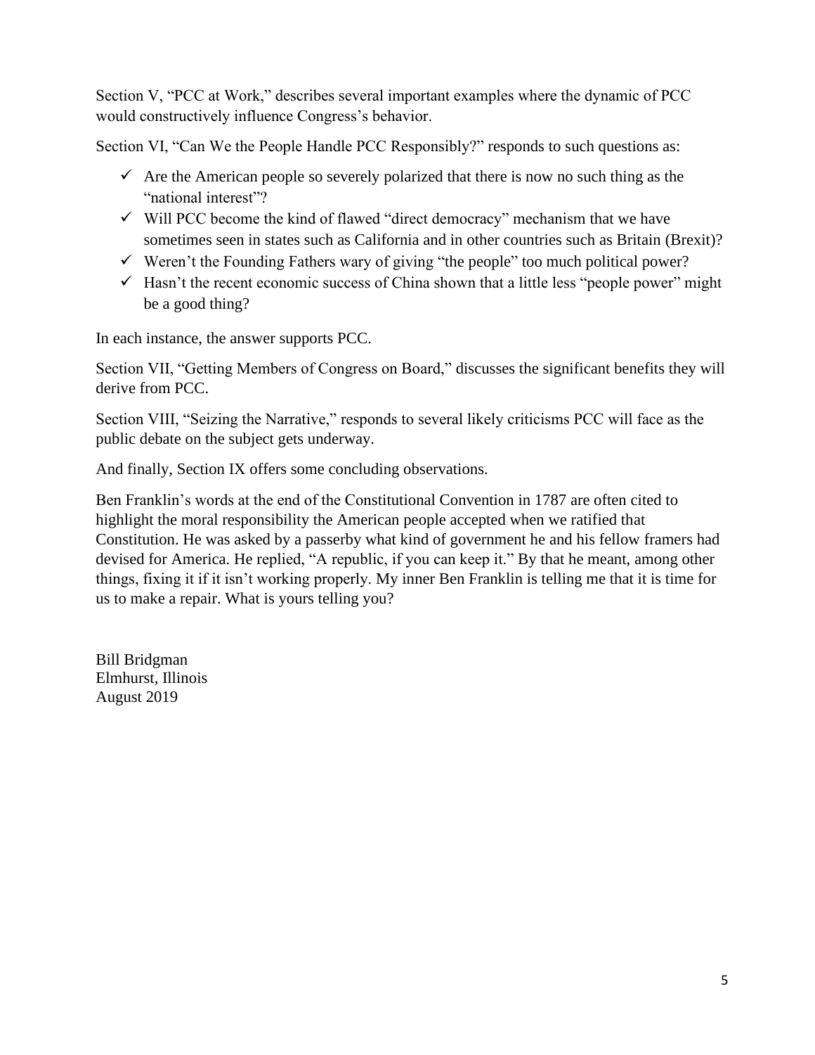Section V, "PCC at Work," describes several important examples where the dynamic of PCC would constructively influence Congress's behavior.

Section VI, "Can We the People Handle PCC Responsibly?" responds to such questions as:

- ✓ Are the American people so severely polarized that there is now no such thing as the "national interest"?
- ✓ Will PCC become the kind of flawed "direct democracy" mechanism that we have sometimes seen in states such as California and in other countries such as Britain (Brexit)?
- ✓ Weren't the Founding Fathers wary of giving "the people" too much political power?
- ✓ Hasn't the recent economic success of China shown that a little less "people power" might be a good thing?

In each instance, the answer supports PCC.

Section VII, "Getting Members of Congress on Board," discusses the significant benefits they will derive from PCC.

Section VIII, "Seizing the Narrative," responds to several likely criticisms PCC will face as the public debate on the subject gets underway.

And finally, Section IX offers some concluding observations.

Ben Franklin's words at the end of the Constitutional Convention in 1787 are often cited to highlight the moral responsibility the American people accepted when we ratified that Constitution. He was asked by a passerby what kind of government he and his fellow framers had devised for America. He replied, "A republic, if you can keep it." By that he meant, among other things, fixing it if it isn't working properly. My inner Ben Franklin is telling me that it is time for us to make a repair. What is yours telling you?

Bill Bridgman
Elmhurst, Illinois
August 2019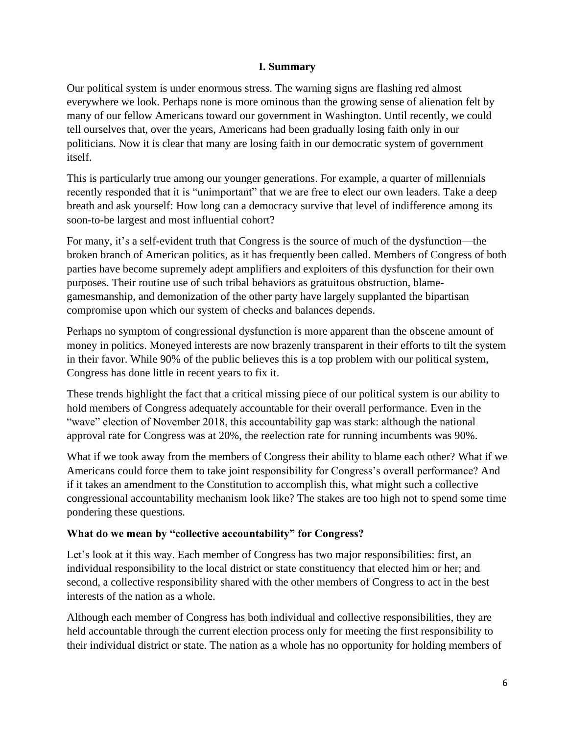## I. Summary

Our political system is under enormous stress. The warning signs are flashing red almost everywhere we look. Perhaps none is more ominous than the growing sense of alienation felt by many of our fellow Americans toward our government in Washington. Until recently, we could tell ourselves that, over the years, Americans had been gradually losing faith only in our politicians. Now it is clear that many are losing faith in our democratic system of government itself.

This is particularly true among our younger generations. For example, a quarter of millennials recently responded that it is "unimportant" that we are free to elect our own leaders. Take a deep breath and ask yourself: How long can a democracy survive that level of indifference among its soon-to-be largest and most influential cohort?

For many, it's a self-evident truth that Congress is the source of much of the dysfunction—the broken branch of American politics, as it has frequently been called. Members of Congress of both parties have become supremely adept amplifiers and exploiters of this dysfunction for their own purposes. Their routine use of such tribal behaviors as gratuitous obstruction, blame-gamesmanship, and demonization of the other party have largely supplanted the bipartisan compromise upon which our system of checks and balances depends.

Perhaps no symptom of congressional dysfunction is more apparent than the obscene amount of money in politics. Moneyed interests are now brazenly transparent in their efforts to tilt the system in their favor. While 90% of the public believes this is a top problem with our political system, Congress has done little in recent years to fix it.

These trends highlight the fact that a critical missing piece of our political system is our ability to hold members of Congress adequately accountable for their overall performance. Even in the "wave" election of November 2018, this accountability gap was stark: although the national approval rate for Congress was at 20%, the reelection rate for running incumbents was 90%.

What if we took away from the members of Congress their ability to blame each other? What if we Americans could force them to take joint responsibility for Congress's overall performance? And if it takes an amendment to the Constitution to accomplish this, what might such a collective congressional accountability mechanism look like? The stakes are too high not to spend some time pondering these questions.

### What do we mean by "collective accountability" for Congress?

Let's look at it this way. Each member of Congress has two major responsibilities: first, an individual responsibility to the local district or state constituency that elected him or her; and second, a collective responsibility shared with the other members of Congress to act in the best interests of the nation as a whole.

Although each member of Congress has both individual and collective responsibilities, they are held accountable through the current election process only for meeting the first responsibility to their individual district or state. The nation as a whole has no opportunity for holding members of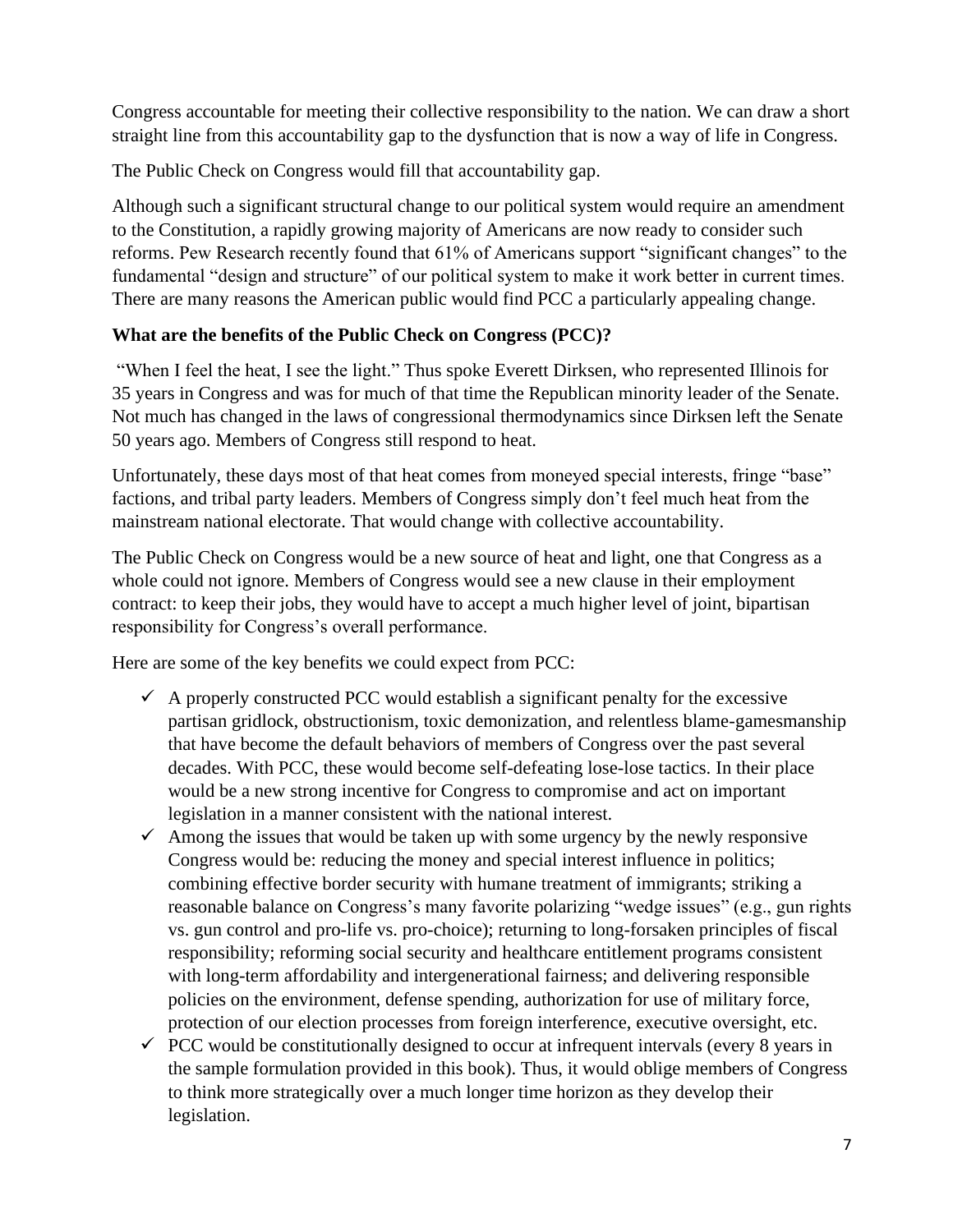Congress accountable for meeting their collective responsibility to the nation. We can draw a short straight line from this accountability gap to the dysfunction that is now a way of life in Congress.

The Public Check on Congress would fill that accountability gap.

Although such a significant structural change to our political system would require an amendment to the Constitution, a rapidly growing majority of Americans are now ready to consider such reforms. Pew Research recently found that 61% of Americans support "significant changes" to the fundamental "design and structure" of our political system to make it work better in current times. There are many reasons the American public would find PCC a particularly appealing change.

**What are the benefits of the Public Check on Congress (PCC)?**

"When I feel the heat, I see the light." Thus spoke Everett Dirksen, who represented Illinois for 35 years in Congress and was for much of that time the Republican minority leader of the Senate. Not much has changed in the laws of congressional thermodynamics since Dirksen left the Senate 50 years ago. Members of Congress still respond to heat.

Unfortunately, these days most of that heat comes from moneyed special interests, fringe "base" factions, and tribal party leaders. Members of Congress simply don't feel much heat from the mainstream national electorate. That would change with collective accountability.

The Public Check on Congress would be a new source of heat and light, one that Congress as a whole could not ignore. Members of Congress would see a new clause in their employment contract: to keep their jobs, they would have to accept a much higher level of joint, bipartisan responsibility for Congress's overall performance.

Here are some of the key benefits we could expect from PCC:

- ✓ A properly constructed PCC would establish a significant penalty for the excessive partisan gridlock, obstructionism, toxic demonization, and relentless blame-gamesmanship that have become the default behaviors of members of Congress over the past several decades. With PCC, these would become self-defeating lose-lose tactics. In their place would be a new strong incentive for Congress to compromise and act on important legislation in a manner consistent with the national interest.
- ✓ Among the issues that would be taken up with some urgency by the newly responsive Congress would be: reducing the money and special interest influence in politics; combining effective border security with humane treatment of immigrants; striking a reasonable balance on Congress's many favorite polarizing "wedge issues" (e.g., gun rights vs. gun control and pro-life vs. pro-choice); returning to long-forsaken principles of fiscal responsibility; reforming social security and healthcare entitlement programs consistent with long-term affordability and intergenerational fairness; and delivering responsible policies on the environment, defense spending, authorization for use of military force, protection of our election processes from foreign interference, executive oversight, etc.
- ✓ PCC would be constitutionally designed to occur at infrequent intervals (every 8 years in the sample formulation provided in this book). Thus, it would oblige members of Congress to think more strategically over a much longer time horizon as they develop their legislation.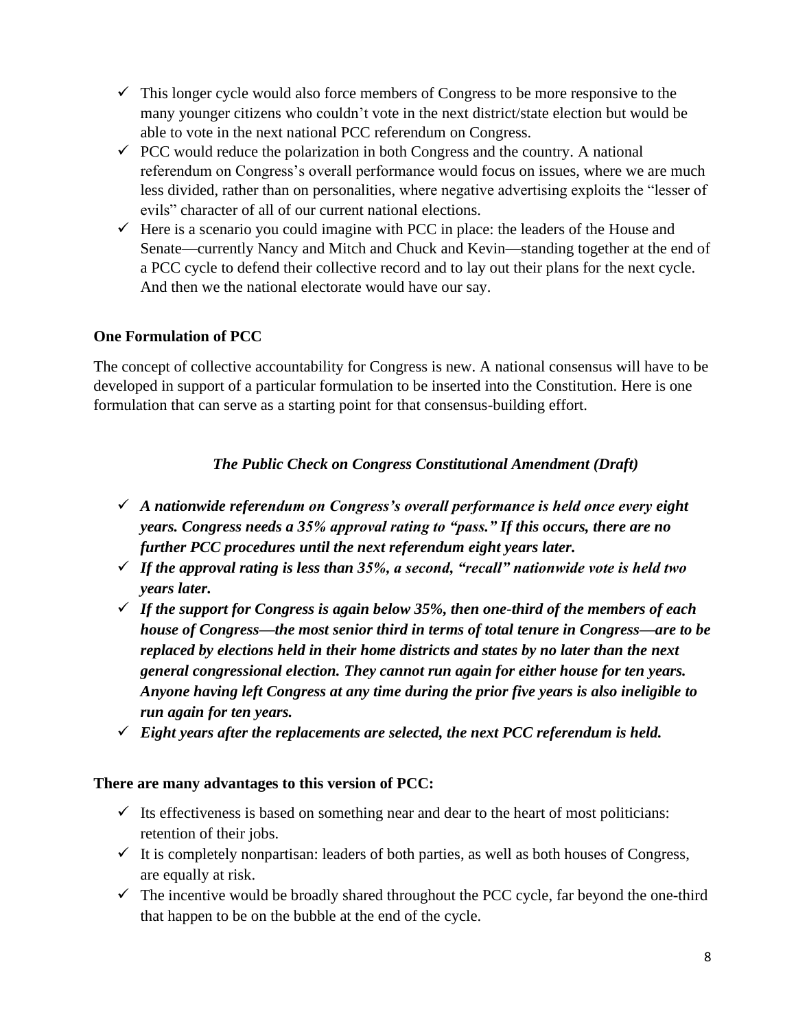- ✓ This longer cycle would also force members of Congress to be more responsive to the many younger citizens who couldn't vote in the next district/state election but would be able to vote in the next national PCC referendum on Congress.
- ✓ PCC would reduce the polarization in both Congress and the country. A national referendum on Congress's overall performance would focus on issues, where we are much less divided, rather than on personalities, where negative advertising exploits the "lesser of evils" character of all of our current national elections.
- ✓ Here is a scenario you could imagine with PCC in place: the leaders of the House and Senate—currently Nancy and Mitch and Chuck and Kevin—standing together at the end of a PCC cycle to defend their collective record and to lay out their plans for the next cycle. And then we the national electorate would have our say.

**One Formulation of PCC**

The concept of collective accountability for Congress is new. A national consensus will have to be developed in support of a particular formulation to be inserted into the Constitution. Here is one formulation that can serve as a starting point for that consensus-building effort.

***The Public Check on Congress Constitutional Amendment (Draft)***

- ✓ ***A nationwide referendum on Congress's overall performance is held once every eight years. Congress needs a 35% approval rating to "pass." If this occurs, there are no further PCC procedures until the next referendum eight years later.***
- ✓ ***If the approval rating is less than 35%, a second, "recall" nationwide vote is held two years later.***
- ✓ ***If the support for Congress is again below 35%, then one-third of the members of each house of Congress—the most senior third in terms of total tenure in Congress—are to be replaced by elections held in their home districts and states by no later than the next general congressional election. They cannot run again for either house for ten years. Anyone having left Congress at any time during the prior five years is also ineligible to run again for ten years.***
- ✓ ***Eight years after the replacements are selected, the next PCC referendum is held.***

**There are many advantages to this version of PCC:**

- ✓ Its effectiveness is based on something near and dear to the heart of most politicians: retention of their jobs.
- ✓ It is completely nonpartisan: leaders of both parties, as well as both houses of Congress, are equally at risk.
- ✓ The incentive would be broadly shared throughout the PCC cycle, far beyond the one-third that happen to be on the bubble at the end of the cycle.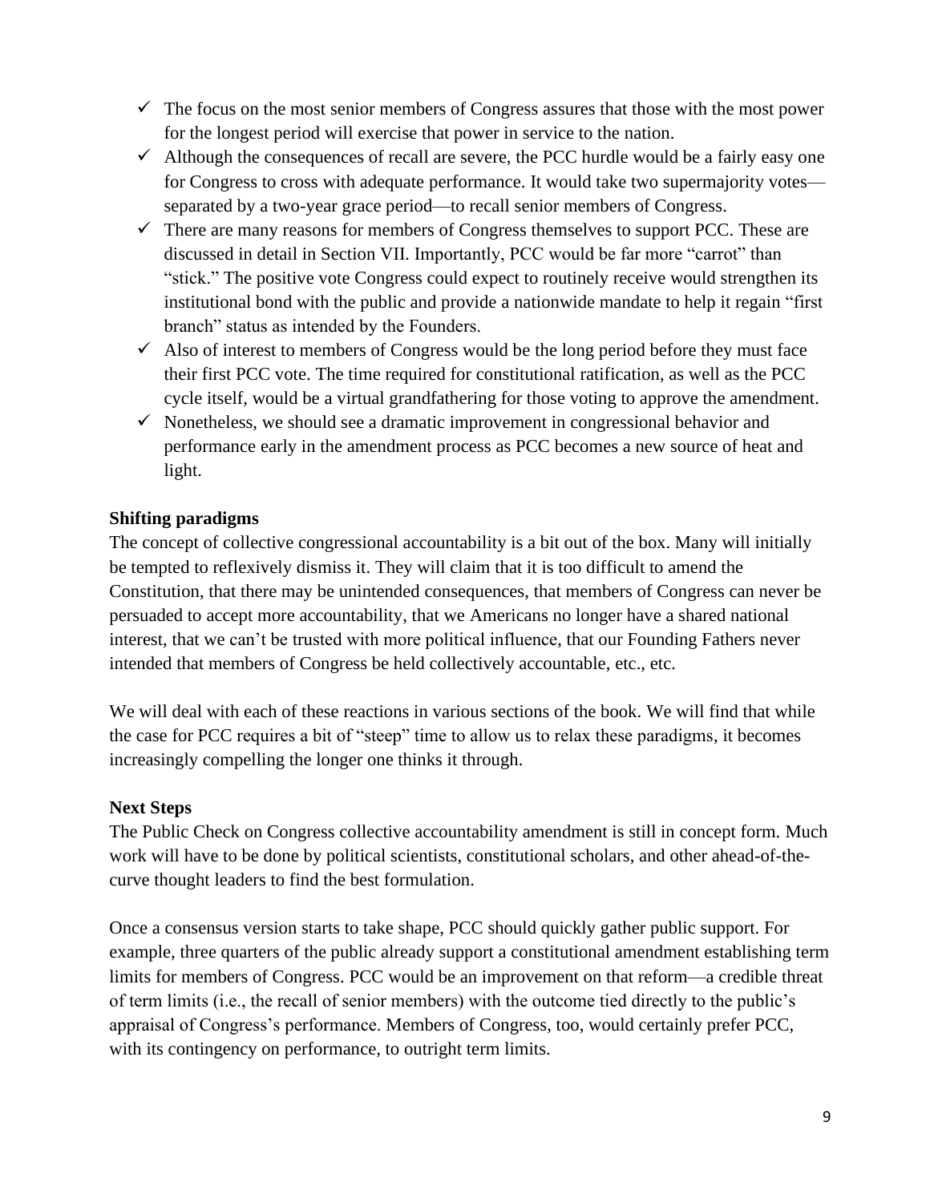- ✓ The focus on the most senior members of Congress assures that those with the most power for the longest period will exercise that power in service to the nation.
- ✓ Although the consequences of recall are severe, the PCC hurdle would be a fairly easy one for Congress to cross with adequate performance. It would take two supermajority votes—separated by a two-year grace period—to recall senior members of Congress.
- ✓ There are many reasons for members of Congress themselves to support PCC. These are discussed in detail in Section VII. Importantly, PCC would be far more "carrot" than "stick." The positive vote Congress could expect to routinely receive would strengthen its institutional bond with the public and provide a nationwide mandate to help it regain "first branch" status as intended by the Founders.
- ✓ Also of interest to members of Congress would be the long period before they must face their first PCC vote. The time required for constitutional ratification, as well as the PCC cycle itself, would be a virtual grandfathering for those voting to approve the amendment.
- ✓ Nonetheless, we should see a dramatic improvement in congressional behavior and performance early in the amendment process as PCC becomes a new source of heat and light.

**Shifting paradigms**

The concept of collective congressional accountability is a bit out of the box. Many will initially be tempted to reflexively dismiss it. They will claim that it is too difficult to amend the Constitution, that there may be unintended consequences, that members of Congress can never be persuaded to accept more accountability, that we Americans no longer have a shared national interest, that we can't be trusted with more political influence, that our Founding Fathers never intended that members of Congress be held collectively accountable, etc., etc.

We will deal with each of these reactions in various sections of the book. We will find that while the case for PCC requires a bit of "steep" time to allow us to relax these paradigms, it becomes increasingly compelling the longer one thinks it through.

**Next Steps**

The Public Check on Congress collective accountability amendment is still in concept form. Much work will have to be done by political scientists, constitutional scholars, and other ahead-of-the-curve thought leaders to find the best formulation.

Once a consensus version starts to take shape, PCC should quickly gather public support. For example, three quarters of the public already support a constitutional amendment establishing term limits for members of Congress. PCC would be an improvement on that reform—a credible threat of term limits (i.e., the recall of senior members) with the outcome tied directly to the public's appraisal of Congress's performance. Members of Congress, too, would certainly prefer PCC, with its contingency on performance, to outright term limits.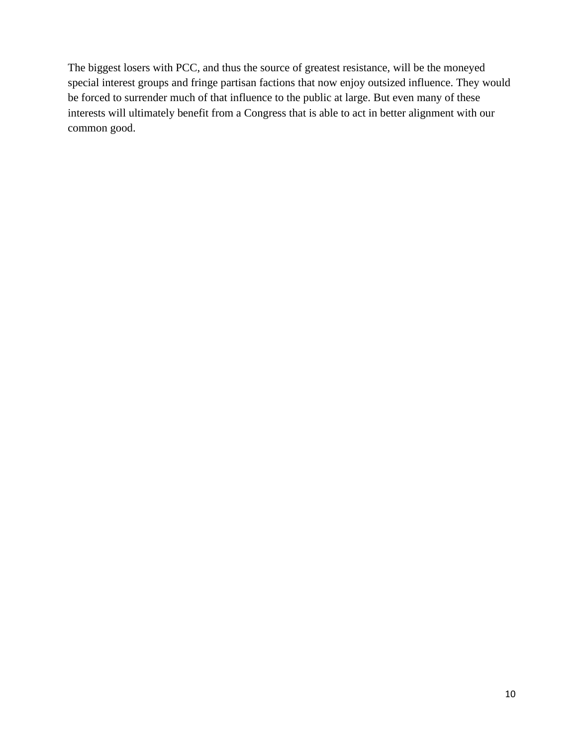The biggest losers with PCC, and thus the source of greatest resistance, will be the moneyed special interest groups and fringe partisan factions that now enjoy outsized influence. They would be forced to surrender much of that influence to the public at large. But even many of these interests will ultimately benefit from a Congress that is able to act in better alignment with our common good.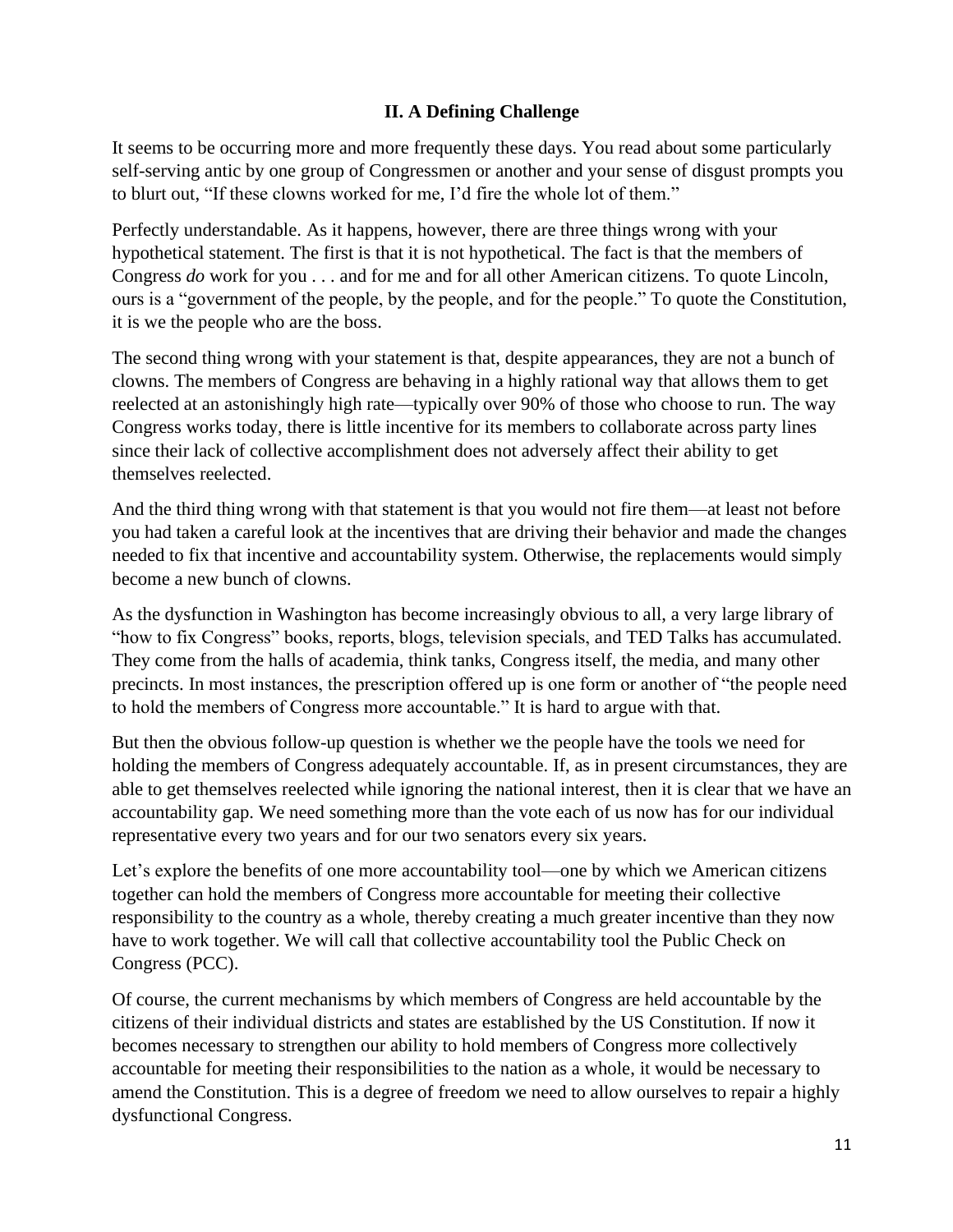## II. A Defining Challenge

It seems to be occurring more and more frequently these days. You read about some particularly self-serving antic by one group of Congressmen or another and your sense of disgust prompts you to blurt out, "If these clowns worked for me, I'd fire the whole lot of them."

Perfectly understandable. As it happens, however, there are three things wrong with your hypothetical statement. The first is that it is not hypothetical. The fact is that the members of Congress *do* work for you . . . and for me and for all other American citizens. To quote Lincoln, ours is a "government of the people, by the people, and for the people." To quote the Constitution, it is we the people who are the boss.

The second thing wrong with your statement is that, despite appearances, they are not a bunch of clowns. The members of Congress are behaving in a highly rational way that allows them to get reelected at an astonishingly high rate—typically over 90% of those who choose to run. The way Congress works today, there is little incentive for its members to collaborate across party lines since their lack of collective accomplishment does not adversely affect their ability to get themselves reelected.

And the third thing wrong with that statement is that you would not fire them—at least not before you had taken a careful look at the incentives that are driving their behavior and made the changes needed to fix that incentive and accountability system. Otherwise, the replacements would simply become a new bunch of clowns.

As the dysfunction in Washington has become increasingly obvious to all, a very large library of "how to fix Congress" books, reports, blogs, television specials, and TED Talks has accumulated. They come from the halls of academia, think tanks, Congress itself, the media, and many other precincts. In most instances, the prescription offered up is one form or another of "the people need to hold the members of Congress more accountable." It is hard to argue with that.

But then the obvious follow-up question is whether we the people have the tools we need for holding the members of Congress adequately accountable. If, as in present circumstances, they are able to get themselves reelected while ignoring the national interest, then it is clear that we have an accountability gap. We need something more than the vote each of us now has for our individual representative every two years and for our two senators every six years.

Let's explore the benefits of one more accountability tool—one by which we American citizens together can hold the members of Congress more accountable for meeting their collective responsibility to the country as a whole, thereby creating a much greater incentive than they now have to work together. We will call that collective accountability tool the Public Check on Congress (PCC).

Of course, the current mechanisms by which members of Congress are held accountable by the citizens of their individual districts and states are established by the US Constitution. If now it becomes necessary to strengthen our ability to hold members of Congress more collectively accountable for meeting their responsibilities to the nation as a whole, it would be necessary to amend the Constitution. This is a degree of freedom we need to allow ourselves to repair a highly dysfunctional Congress.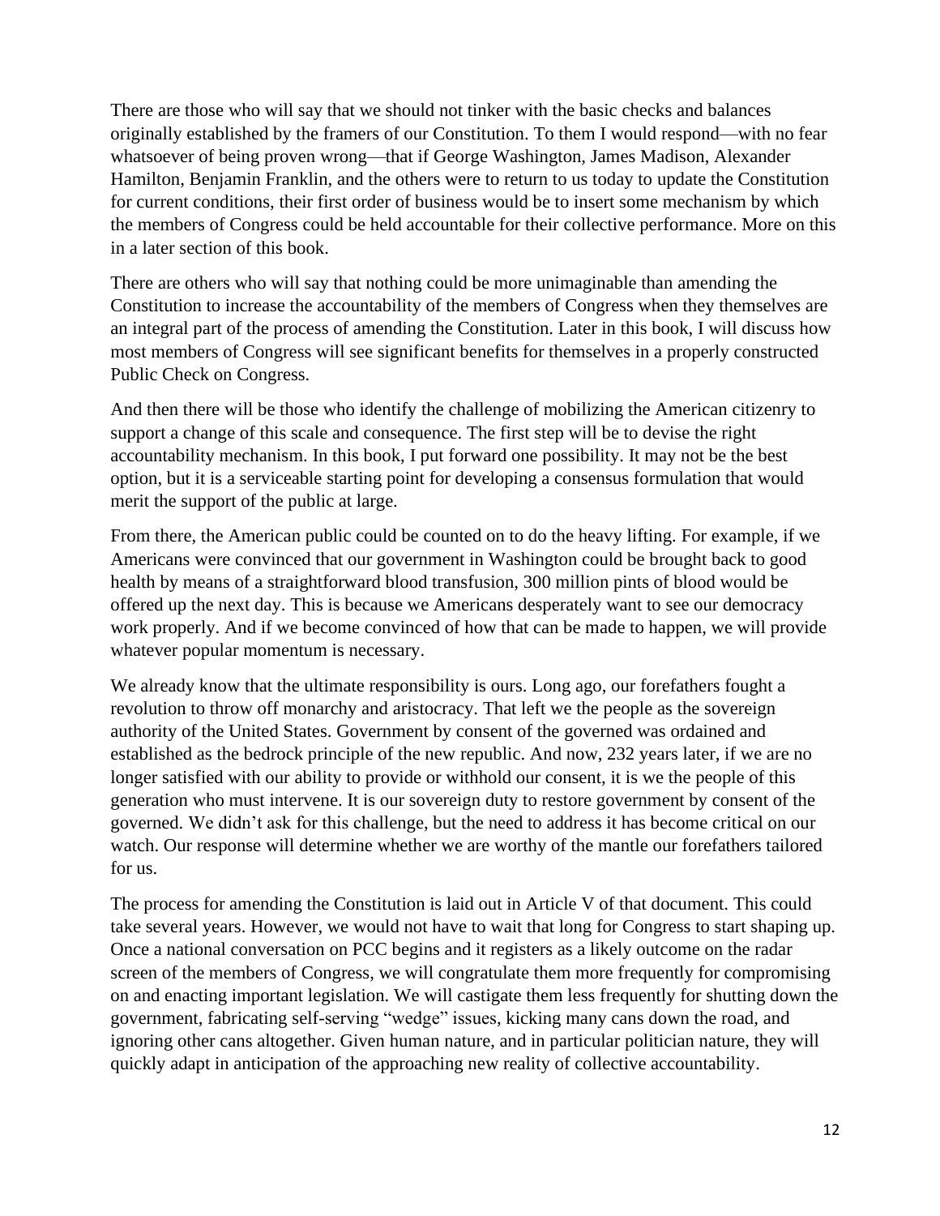There are those who will say that we should not tinker with the basic checks and balances originally established by the framers of our Constitution. To them I would respond—with no fear whatsoever of being proven wrong—that if George Washington, James Madison, Alexander Hamilton, Benjamin Franklin, and the others were to return to us today to update the Constitution for current conditions, their first order of business would be to insert some mechanism by which the members of Congress could be held accountable for their collective performance. More on this in a later section of this book.

There are others who will say that nothing could be more unimaginable than amending the Constitution to increase the accountability of the members of Congress when they themselves are an integral part of the process of amending the Constitution. Later in this book, I will discuss how most members of Congress will see significant benefits for themselves in a properly constructed Public Check on Congress.

And then there will be those who identify the challenge of mobilizing the American citizenry to support a change of this scale and consequence. The first step will be to devise the right accountability mechanism. In this book, I put forward one possibility. It may not be the best option, but it is a serviceable starting point for developing a consensus formulation that would merit the support of the public at large.

From there, the American public could be counted on to do the heavy lifting. For example, if we Americans were convinced that our government in Washington could be brought back to good health by means of a straightforward blood transfusion, 300 million pints of blood would be offered up the next day. This is because we Americans desperately want to see our democracy work properly. And if we become convinced of how that can be made to happen, we will provide whatever popular momentum is necessary.

We already know that the ultimate responsibility is ours. Long ago, our forefathers fought a revolution to throw off monarchy and aristocracy. That left we the people as the sovereign authority of the United States. Government by consent of the governed was ordained and established as the bedrock principle of the new republic. And now, 232 years later, if we are no longer satisfied with our ability to provide or withhold our consent, it is we the people of this generation who must intervene. It is our sovereign duty to restore government by consent of the governed. We didn't ask for this challenge, but the need to address it has become critical on our watch. Our response will determine whether we are worthy of the mantle our forefathers tailored for us.

The process for amending the Constitution is laid out in Article V of that document. This could take several years. However, we would not have to wait that long for Congress to start shaping up. Once a national conversation on PCC begins and it registers as a likely outcome on the radar screen of the members of Congress, we will congratulate them more frequently for compromising on and enacting important legislation. We will castigate them less frequently for shutting down the government, fabricating self-serving "wedge" issues, kicking many cans down the road, and ignoring other cans altogether. Given human nature, and in particular politician nature, they will quickly adapt in anticipation of the approaching new reality of collective accountability.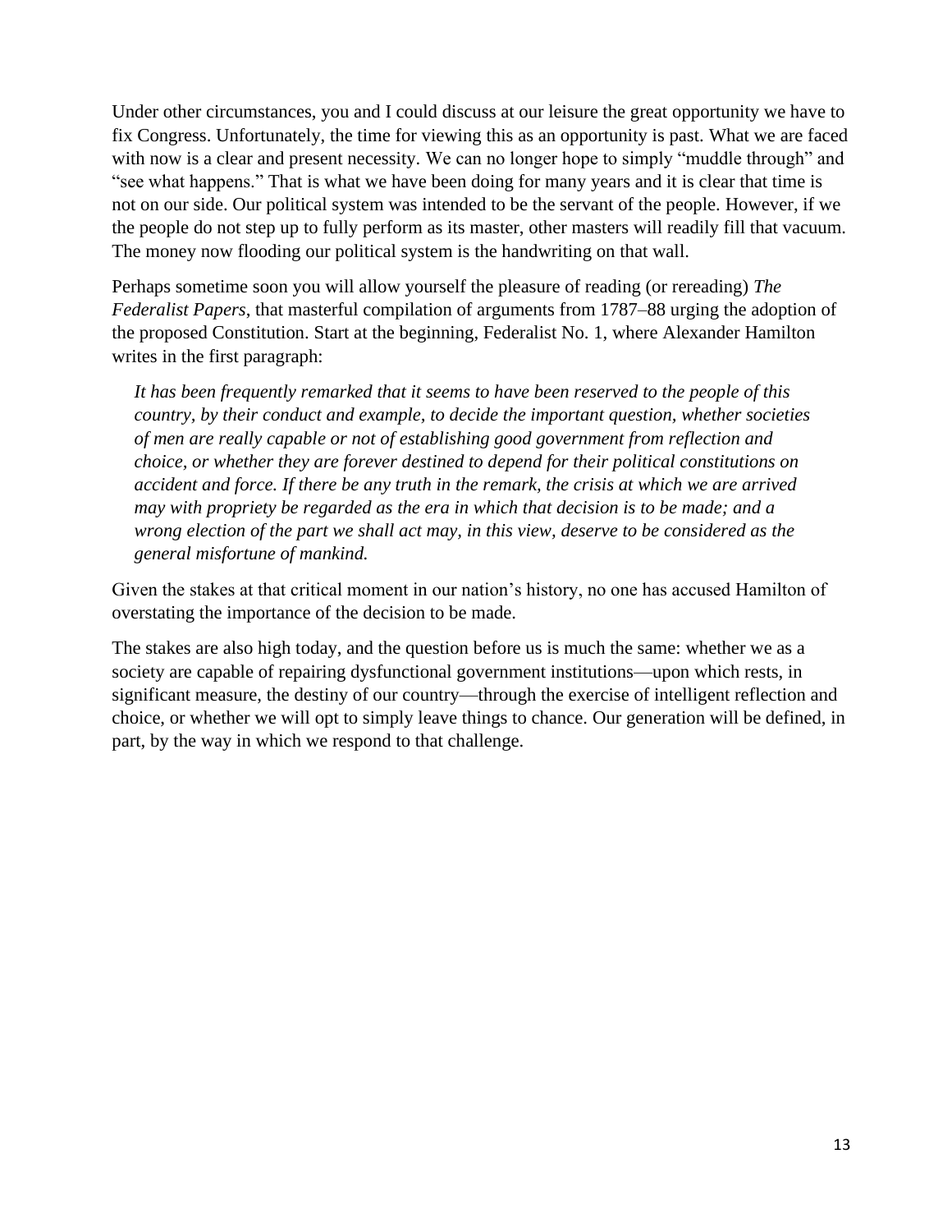Under other circumstances, you and I could discuss at our leisure the great opportunity we have to fix Congress. Unfortunately, the time for viewing this as an opportunity is past. What we are faced with now is a clear and present necessity. We can no longer hope to simply "muddle through" and "see what happens." That is what we have been doing for many years and it is clear that time is not on our side. Our political system was intended to be the servant of the people. However, if we the people do not step up to fully perform as its master, other masters will readily fill that vacuum. The money now flooding our political system is the handwriting on that wall.

Perhaps sometime soon you will allow yourself the pleasure of reading (or rereading) *The Federalist Papers*, that masterful compilation of arguments from 1787–88 urging the adoption of the proposed Constitution. Start at the beginning, Federalist No. 1, where Alexander Hamilton writes in the first paragraph:

> *It has been frequently remarked that it seems to have been reserved to the people of this country, by their conduct and example, to decide the important question, whether societies of men are really capable or not of establishing good government from reflection and choice, or whether they are forever destined to depend for their political constitutions on accident and force. If there be any truth in the remark, the crisis at which we are arrived may with propriety be regarded as the era in which that decision is to be made; and a wrong election of the part we shall act may, in this view, deserve to be considered as the general misfortune of mankind.*

Given the stakes at that critical moment in our nation's history, no one has accused Hamilton of overstating the importance of the decision to be made.

The stakes are also high today, and the question before us is much the same: whether we as a society are capable of repairing dysfunctional government institutions—upon which rests, in significant measure, the destiny of our country—through the exercise of intelligent reflection and choice, or whether we will opt to simply leave things to chance. Our generation will be defined, in part, by the way in which we respond to that challenge.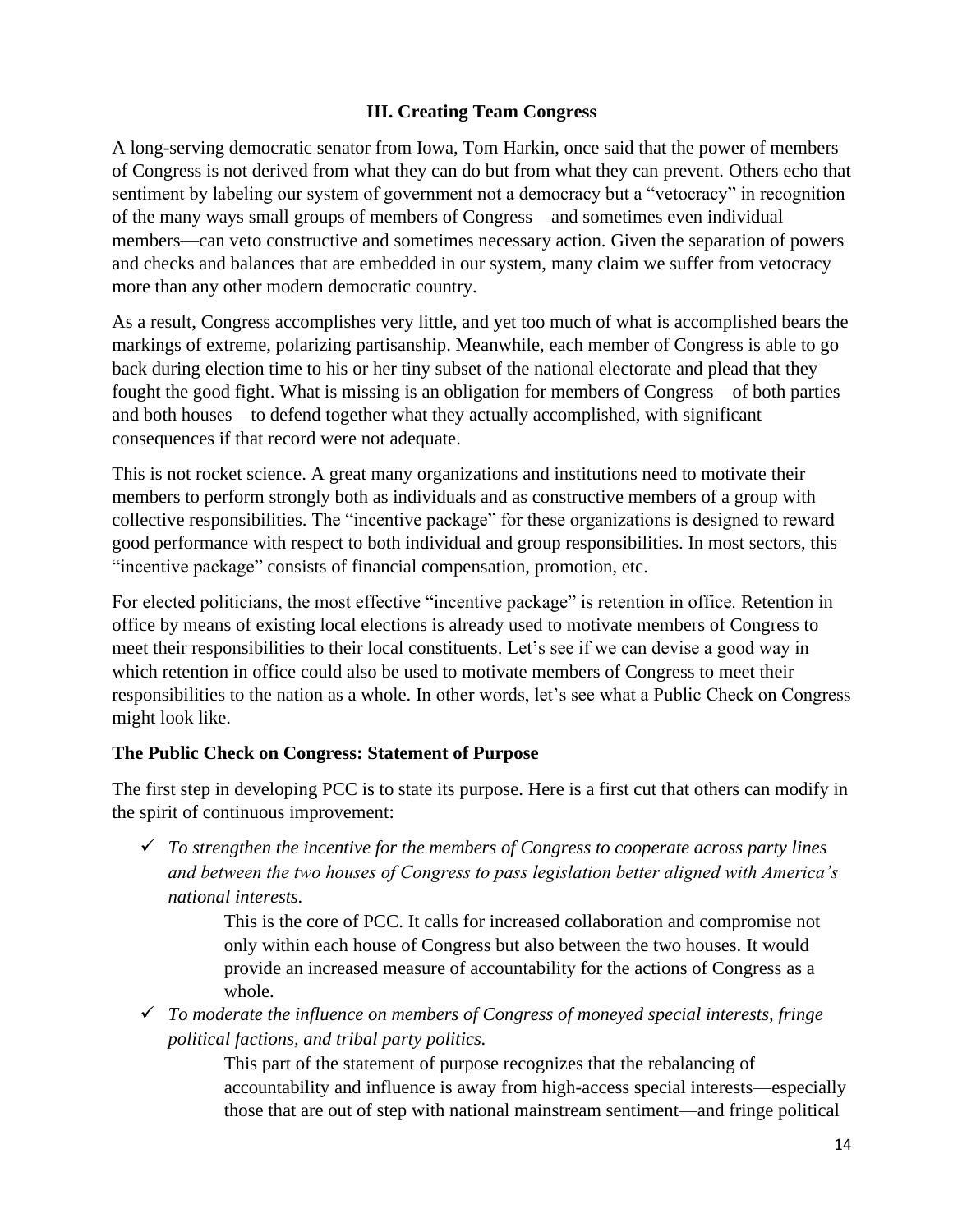## III. Creating Team Congress

A long-serving democratic senator from Iowa, Tom Harkin, once said that the power of members of Congress is not derived from what they can do but from what they can prevent. Others echo that sentiment by labeling our system of government not a democracy but a "vetocracy" in recognition of the many ways small groups of members of Congress—and sometimes even individual members—can veto constructive and sometimes necessary action. Given the separation of powers and checks and balances that are embedded in our system, many claim we suffer from vetocracy more than any other modern democratic country.

As a result, Congress accomplishes very little, and yet too much of what is accomplished bears the markings of extreme, polarizing partisanship. Meanwhile, each member of Congress is able to go back during election time to his or her tiny subset of the national electorate and plead that they fought the good fight. What is missing is an obligation for members of Congress—of both parties and both houses—to defend together what they actually accomplished, with significant consequences if that record were not adequate.

This is not rocket science. A great many organizations and institutions need to motivate their members to perform strongly both as individuals and as constructive members of a group with collective responsibilities. The "incentive package" for these organizations is designed to reward good performance with respect to both individual and group responsibilities. In most sectors, this "incentive package" consists of financial compensation, promotion, etc.

For elected politicians, the most effective "incentive package" is retention in office. Retention in office by means of existing local elections is already used to motivate members of Congress to meet their responsibilities to their local constituents. Let's see if we can devise a good way in which retention in office could also be used to motivate members of Congress to meet their responsibilities to the nation as a whole. In other words, let's see what a Public Check on Congress might look like.

### The Public Check on Congress: Statement of Purpose

The first step in developing PCC is to state its purpose. Here is a first cut that others can modify in the spirit of continuous improvement:

- ✓ *To strengthen the incentive for the members of Congress to cooperate across party lines and between the two houses of Congress to pass legislation better aligned with America's national interests.*

  This is the core of PCC. It calls for increased collaboration and compromise not only within each house of Congress but also between the two houses. It would provide an increased measure of accountability for the actions of Congress as a whole.

- ✓ *To moderate the influence on members of Congress of moneyed special interests, fringe political factions, and tribal party politics.*

  This part of the statement of purpose recognizes that the rebalancing of accountability and influence is away from high-access special interests—especially those that are out of step with national mainstream sentiment—and fringe political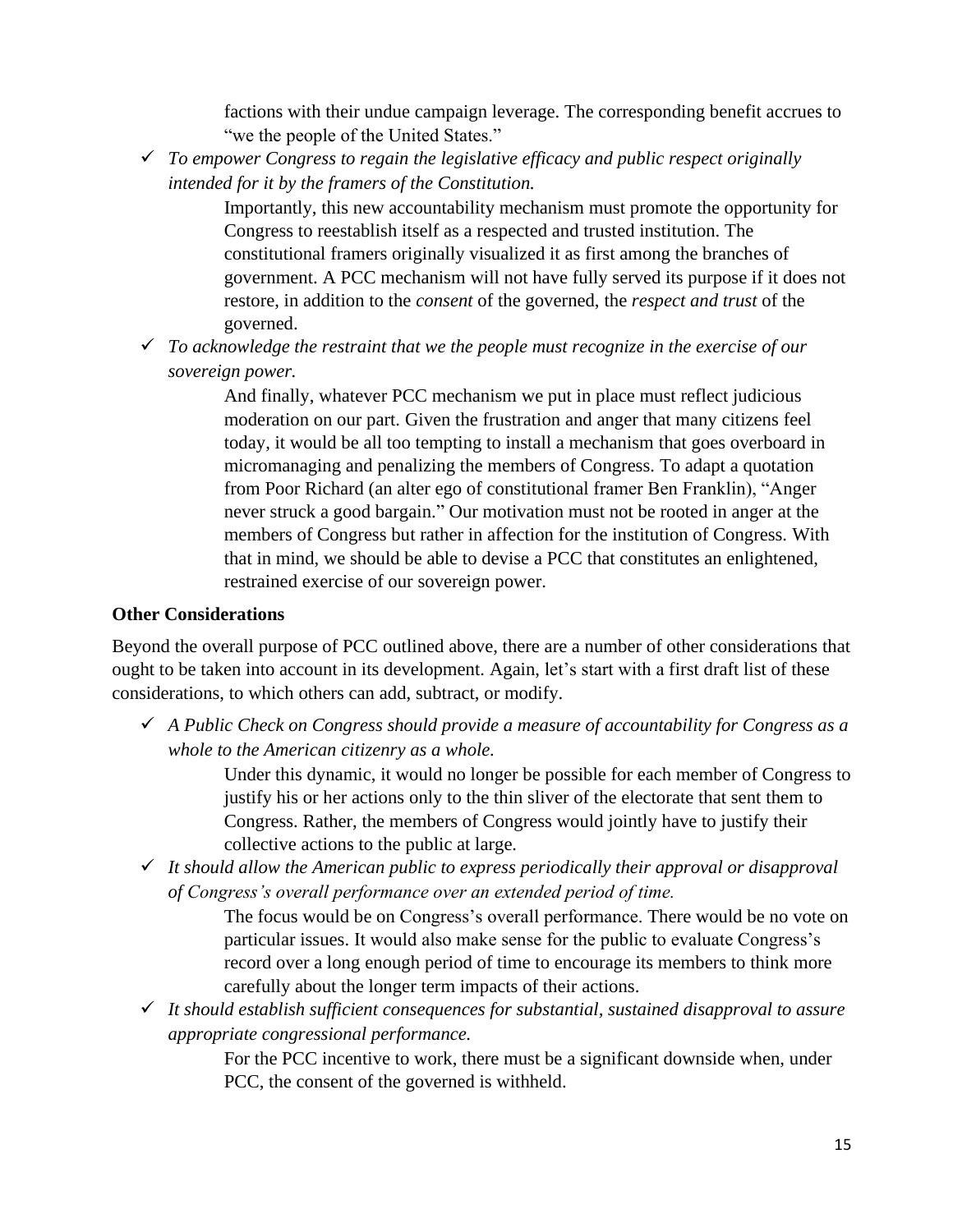factions with their undue campaign leverage. The corresponding benefit accrues to "we the people of the United States."

- ✓ *To empower Congress to regain the legislative efficacy and public respect originally intended for it by the framers of the Constitution.*

  Importantly, this new accountability mechanism must promote the opportunity for Congress to reestablish itself as a respected and trusted institution. The constitutional framers originally visualized it as first among the branches of government. A PCC mechanism will not have fully served its purpose if it does not restore, in addition to the *consent* of the governed, the *respect and trust* of the governed.

- ✓ *To acknowledge the restraint that we the people must recognize in the exercise of our sovereign power.*

  And finally, whatever PCC mechanism we put in place must reflect judicious moderation on our part. Given the frustration and anger that many citizens feel today, it would be all too tempting to install a mechanism that goes overboard in micromanaging and penalizing the members of Congress. To adapt a quotation from Poor Richard (an alter ego of constitutional framer Ben Franklin), "Anger never struck a good bargain." Our motivation must not be rooted in anger at the members of Congress but rather in affection for the institution of Congress. With that in mind, we should be able to devise a PCC that constitutes an enlightened, restrained exercise of our sovereign power.

**Other Considerations**

Beyond the overall purpose of PCC outlined above, there are a number of other considerations that ought to be taken into account in its development. Again, let's start with a first draft list of these considerations, to which others can add, subtract, or modify.

- ✓ *A Public Check on Congress should provide a measure of accountability for Congress as a whole to the American citizenry as a whole.*

  Under this dynamic, it would no longer be possible for each member of Congress to justify his or her actions only to the thin sliver of the electorate that sent them to Congress. Rather, the members of Congress would jointly have to justify their collective actions to the public at large.

- ✓ *It should allow the American public to express periodically their approval or disapproval of Congress's overall performance over an extended period of time.*

  The focus would be on Congress's overall performance. There would be no vote on particular issues. It would also make sense for the public to evaluate Congress's record over a long enough period of time to encourage its members to think more carefully about the longer term impacts of their actions.

- ✓ *It should establish sufficient consequences for substantial, sustained disapproval to assure appropriate congressional performance.*

  For the PCC incentive to work, there must be a significant downside when, under PCC, the consent of the governed is withheld.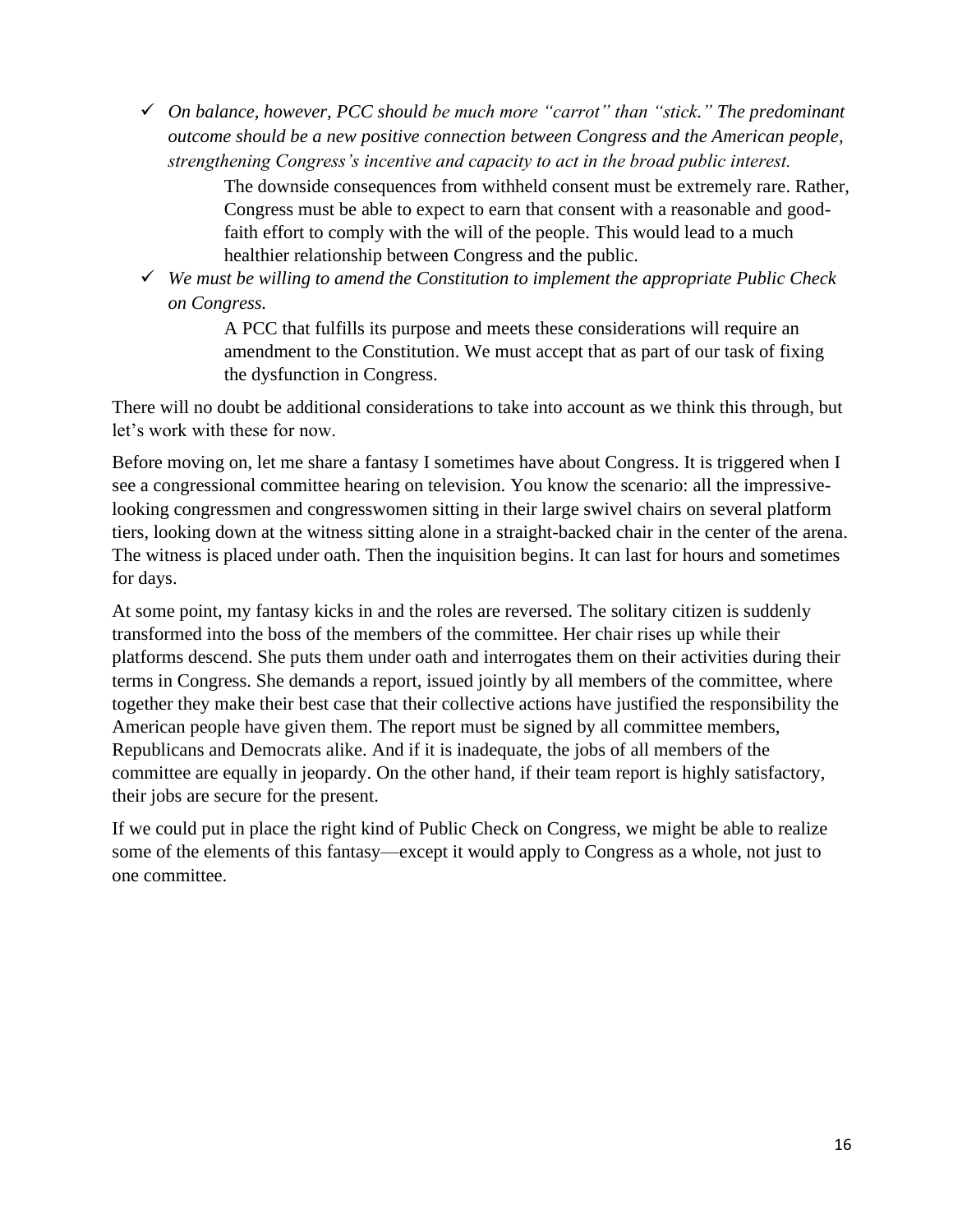- ✓ *On balance, however, PCC should be much more "carrot" than "stick." The predominant outcome should be a new positive connection between Congress and the American people, strengthening Congress's incentive and capacity to act in the broad public interest.*

  The downside consequences from withheld consent must be extremely rare. Rather, Congress must be able to expect to earn that consent with a reasonable and good-faith effort to comply with the will of the people. This would lead to a much healthier relationship between Congress and the public.

- ✓ *We must be willing to amend the Constitution to implement the appropriate Public Check on Congress.*

  A PCC that fulfills its purpose and meets these considerations will require an amendment to the Constitution. We must accept that as part of our task of fixing the dysfunction in Congress.

There will no doubt be additional considerations to take into account as we think this through, but let's work with these for now.

Before moving on, let me share a fantasy I sometimes have about Congress. It is triggered when I see a congressional committee hearing on television. You know the scenario: all the impressive-looking congressmen and congresswomen sitting in their large swivel chairs on several platform tiers, looking down at the witness sitting alone in a straight-backed chair in the center of the arena. The witness is placed under oath. Then the inquisition begins. It can last for hours and sometimes for days.

At some point, my fantasy kicks in and the roles are reversed. The solitary citizen is suddenly transformed into the boss of the members of the committee. Her chair rises up while their platforms descend. She puts them under oath and interrogates them on their activities during their terms in Congress. She demands a report, issued jointly by all members of the committee, where together they make their best case that their collective actions have justified the responsibility the American people have given them. The report must be signed by all committee members, Republicans and Democrats alike. And if it is inadequate, the jobs of all members of the committee are equally in jeopardy. On the other hand, if their team report is highly satisfactory, their jobs are secure for the present.

If we could put in place the right kind of Public Check on Congress, we might be able to realize some of the elements of this fantasy—except it would apply to Congress as a whole, not just to one committee.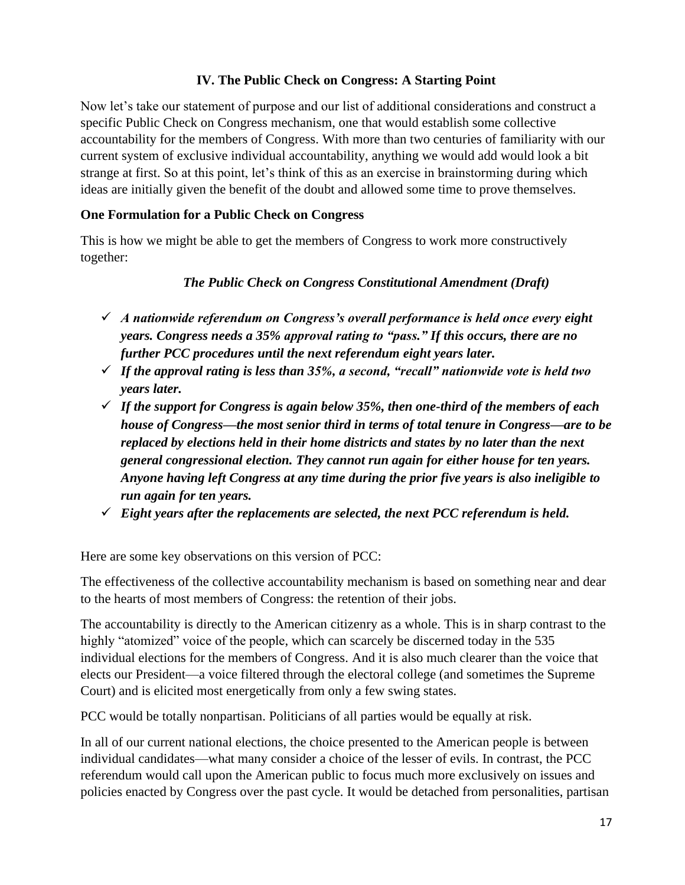## IV. The Public Check on Congress: A Starting Point

Now let's take our statement of purpose and our list of additional considerations and construct a specific Public Check on Congress mechanism, one that would establish some collective accountability for the members of Congress. With more than two centuries of familiarity with our current system of exclusive individual accountability, anything we would add would look a bit strange at first. So at this point, let's think of this as an exercise in brainstorming during which ideas are initially given the benefit of the doubt and allowed some time to prove themselves.

### One Formulation for a Public Check on Congress

This is how we might be able to get the members of Congress to work more constructively together:

***The Public Check on Congress Constitutional Amendment (Draft)***

- ✓ ***A nationwide referendum on Congress's overall performance is held once every eight years. Congress needs a 35% approval rating to "pass." If this occurs, there are no further PCC procedures until the next referendum eight years later.***
- ✓ ***If the approval rating is less than 35%, a second, "recall" nationwide vote is held two years later.***
- ✓ ***If the support for Congress is again below 35%, then one-third of the members of each house of Congress—the most senior third in terms of total tenure in Congress—are to be replaced by elections held in their home districts and states by no later than the next general congressional election. They cannot run again for either house for ten years. Anyone having left Congress at any time during the prior five years is also ineligible to run again for ten years.***
- ✓ ***Eight years after the replacements are selected, the next PCC referendum is held.***

Here are some key observations on this version of PCC:

The effectiveness of the collective accountability mechanism is based on something near and dear to the hearts of most members of Congress: the retention of their jobs.

The accountability is directly to the American citizenry as a whole. This is in sharp contrast to the highly "atomized" voice of the people, which can scarcely be discerned today in the 535 individual elections for the members of Congress. And it is also much clearer than the voice that elects our President—a voice filtered through the electoral college (and sometimes the Supreme Court) and is elicited most energetically from only a few swing states.

PCC would be totally nonpartisan. Politicians of all parties would be equally at risk.

In all of our current national elections, the choice presented to the American people is between individual candidates—what many consider a choice of the lesser of evils. In contrast, the PCC referendum would call upon the American public to focus much more exclusively on issues and policies enacted by Congress over the past cycle. It would be detached from personalities, partisan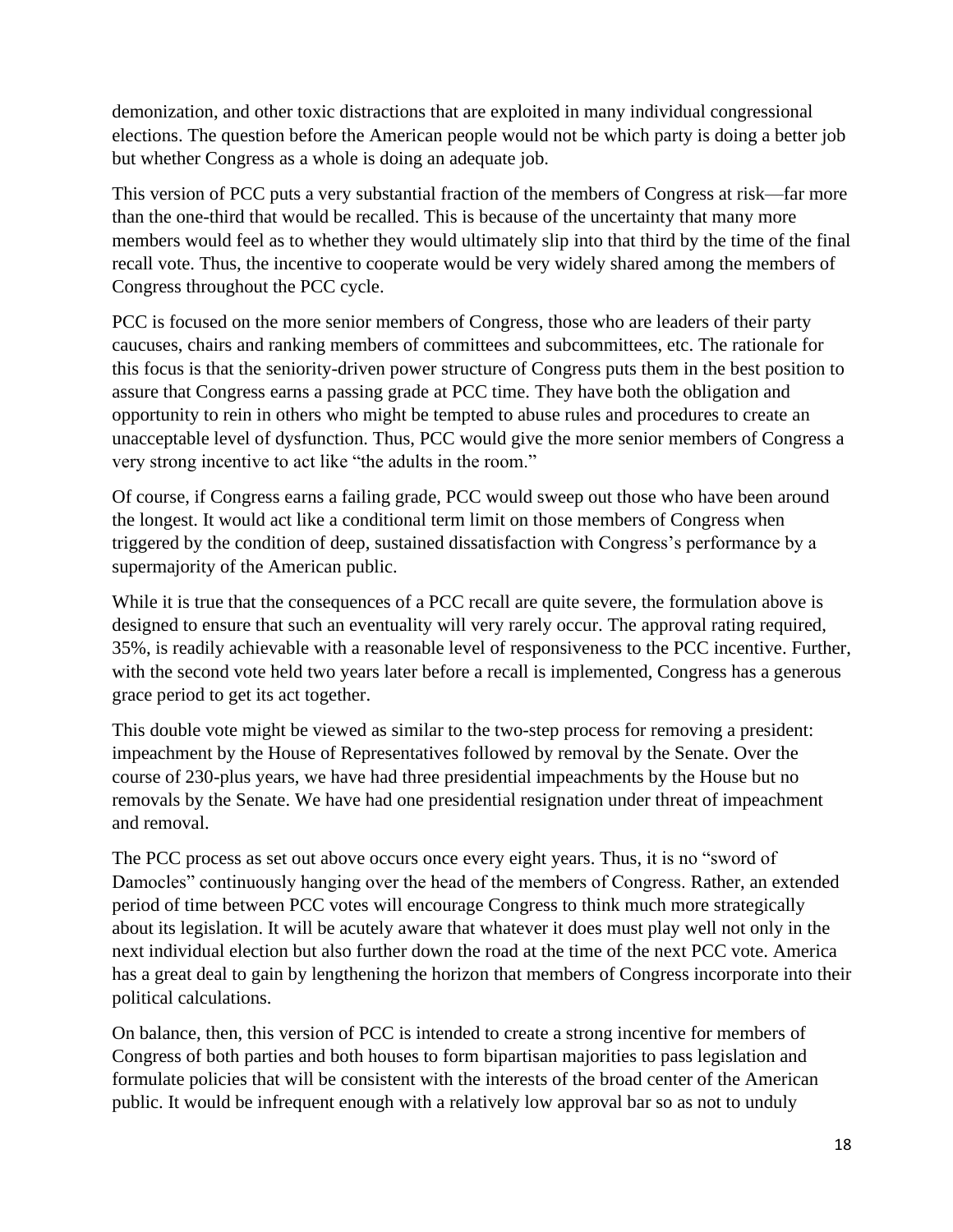demonization, and other toxic distractions that are exploited in many individual congressional elections. The question before the American people would not be which party is doing a better job but whether Congress as a whole is doing an adequate job.

This version of PCC puts a very substantial fraction of the members of Congress at risk—far more than the one-third that would be recalled. This is because of the uncertainty that many more members would feel as to whether they would ultimately slip into that third by the time of the final recall vote. Thus, the incentive to cooperate would be very widely shared among the members of Congress throughout the PCC cycle.

PCC is focused on the more senior members of Congress, those who are leaders of their party caucuses, chairs and ranking members of committees and subcommittees, etc. The rationale for this focus is that the seniority-driven power structure of Congress puts them in the best position to assure that Congress earns a passing grade at PCC time. They have both the obligation and opportunity to rein in others who might be tempted to abuse rules and procedures to create an unacceptable level of dysfunction. Thus, PCC would give the more senior members of Congress a very strong incentive to act like "the adults in the room."

Of course, if Congress earns a failing grade, PCC would sweep out those who have been around the longest. It would act like a conditional term limit on those members of Congress when triggered by the condition of deep, sustained dissatisfaction with Congress's performance by a supermajority of the American public.

While it is true that the consequences of a PCC recall are quite severe, the formulation above is designed to ensure that such an eventuality will very rarely occur. The approval rating required, 35%, is readily achievable with a reasonable level of responsiveness to the PCC incentive. Further, with the second vote held two years later before a recall is implemented, Congress has a generous grace period to get its act together.

This double vote might be viewed as similar to the two-step process for removing a president: impeachment by the House of Representatives followed by removal by the Senate. Over the course of 230-plus years, we have had three presidential impeachments by the House but no removals by the Senate. We have had one presidential resignation under threat of impeachment and removal.

The PCC process as set out above occurs once every eight years. Thus, it is no "sword of Damocles" continuously hanging over the head of the members of Congress. Rather, an extended period of time between PCC votes will encourage Congress to think much more strategically about its legislation. It will be acutely aware that whatever it does must play well not only in the next individual election but also further down the road at the time of the next PCC vote. America has a great deal to gain by lengthening the horizon that members of Congress incorporate into their political calculations.

On balance, then, this version of PCC is intended to create a strong incentive for members of Congress of both parties and both houses to form bipartisan majorities to pass legislation and formulate policies that will be consistent with the interests of the broad center of the American public. It would be infrequent enough with a relatively low approval bar so as not to unduly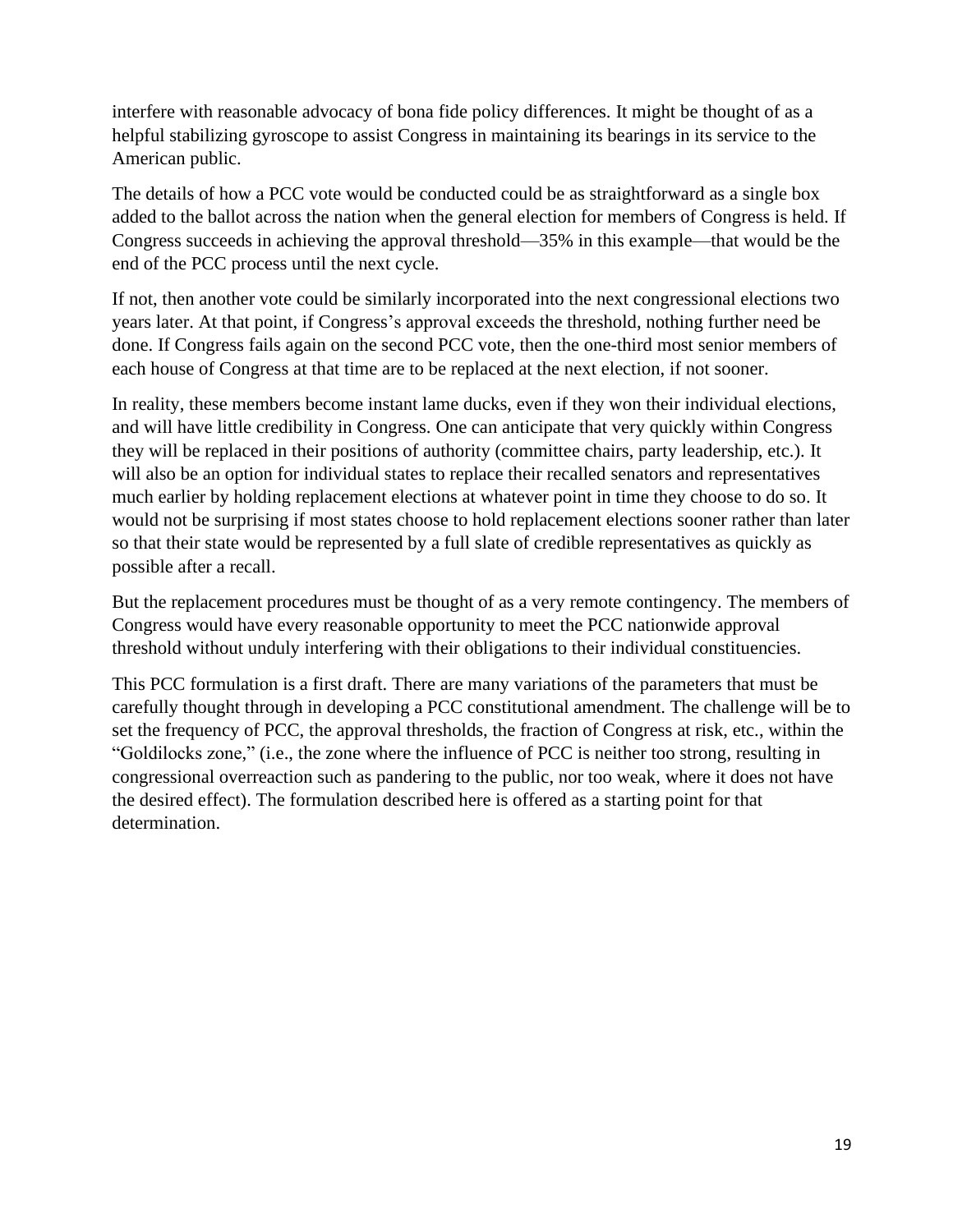interfere with reasonable advocacy of bona fide policy differences. It might be thought of as a helpful stabilizing gyroscope to assist Congress in maintaining its bearings in its service to the American public.

The details of how a PCC vote would be conducted could be as straightforward as a single box added to the ballot across the nation when the general election for members of Congress is held. If Congress succeeds in achieving the approval threshold—35% in this example—that would be the end of the PCC process until the next cycle.

If not, then another vote could be similarly incorporated into the next congressional elections two years later. At that point, if Congress's approval exceeds the threshold, nothing further need be done. If Congress fails again on the second PCC vote, then the one-third most senior members of each house of Congress at that time are to be replaced at the next election, if not sooner.

In reality, these members become instant lame ducks, even if they won their individual elections, and will have little credibility in Congress. One can anticipate that very quickly within Congress they will be replaced in their positions of authority (committee chairs, party leadership, etc.). It will also be an option for individual states to replace their recalled senators and representatives much earlier by holding replacement elections at whatever point in time they choose to do so. It would not be surprising if most states choose to hold replacement elections sooner rather than later so that their state would be represented by a full slate of credible representatives as quickly as possible after a recall.

But the replacement procedures must be thought of as a very remote contingency. The members of Congress would have every reasonable opportunity to meet the PCC nationwide approval threshold without unduly interfering with their obligations to their individual constituencies.

This PCC formulation is a first draft. There are many variations of the parameters that must be carefully thought through in developing a PCC constitutional amendment. The challenge will be to set the frequency of PCC, the approval thresholds, the fraction of Congress at risk, etc., within the "Goldilocks zone," (i.e., the zone where the influence of PCC is neither too strong, resulting in congressional overreaction such as pandering to the public, nor too weak, where it does not have the desired effect). The formulation described here is offered as a starting point for that determination.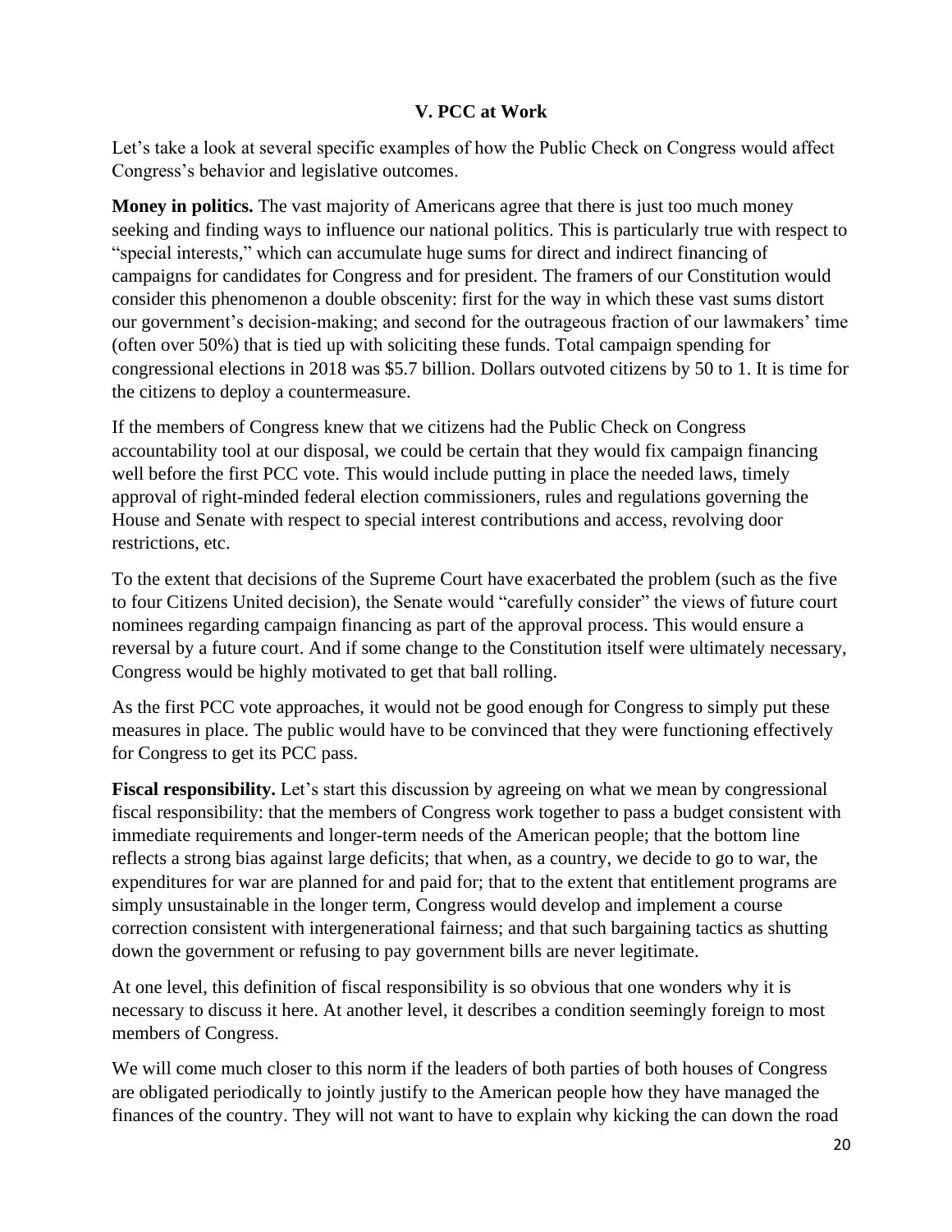## V. PCC at Work

Let's take a look at several specific examples of how the Public Check on Congress would affect Congress's behavior and legislative outcomes.

**Money in politics.** The vast majority of Americans agree that there is just too much money seeking and finding ways to influence our national politics. This is particularly true with respect to "special interests," which can accumulate huge sums for direct and indirect financing of campaigns for candidates for Congress and for president. The framers of our Constitution would consider this phenomenon a double obscenity: first for the way in which these vast sums distort our government's decision-making; and second for the outrageous fraction of our lawmakers' time (often over 50%) that is tied up with soliciting these funds. Total campaign spending for congressional elections in 2018 was $5.7 billion. Dollars outvoted citizens by 50 to 1. It is time for the citizens to deploy a countermeasure.

If the members of Congress knew that we citizens had the Public Check on Congress accountability tool at our disposal, we could be certain that they would fix campaign financing well before the first PCC vote. This would include putting in place the needed laws, timely approval of right-minded federal election commissioners, rules and regulations governing the House and Senate with respect to special interest contributions and access, revolving door restrictions, etc.

To the extent that decisions of the Supreme Court have exacerbated the problem (such as the five to four Citizens United decision), the Senate would "carefully consider" the views of future court nominees regarding campaign financing as part of the approval process. This would ensure a reversal by a future court. And if some change to the Constitution itself were ultimately necessary, Congress would be highly motivated to get that ball rolling.

As the first PCC vote approaches, it would not be good enough for Congress to simply put these measures in place. The public would have to be convinced that they were functioning effectively for Congress to get its PCC pass.

**Fiscal responsibility.** Let's start this discussion by agreeing on what we mean by congressional fiscal responsibility: that the members of Congress work together to pass a budget consistent with immediate requirements and longer-term needs of the American people; that the bottom line reflects a strong bias against large deficits; that when, as a country, we decide to go to war, the expenditures for war are planned for and paid for; that to the extent that entitlement programs are simply unsustainable in the longer term, Congress would develop and implement a course correction consistent with intergenerational fairness; and that such bargaining tactics as shutting down the government or refusing to pay government bills are never legitimate.

At one level, this definition of fiscal responsibility is so obvious that one wonders why it is necessary to discuss it here. At another level, it describes a condition seemingly foreign to most members of Congress.

We will come much closer to this norm if the leaders of both parties of both houses of Congress are obligated periodically to jointly justify to the American people how they have managed the finances of the country. They will not want to have to explain why kicking the can down the road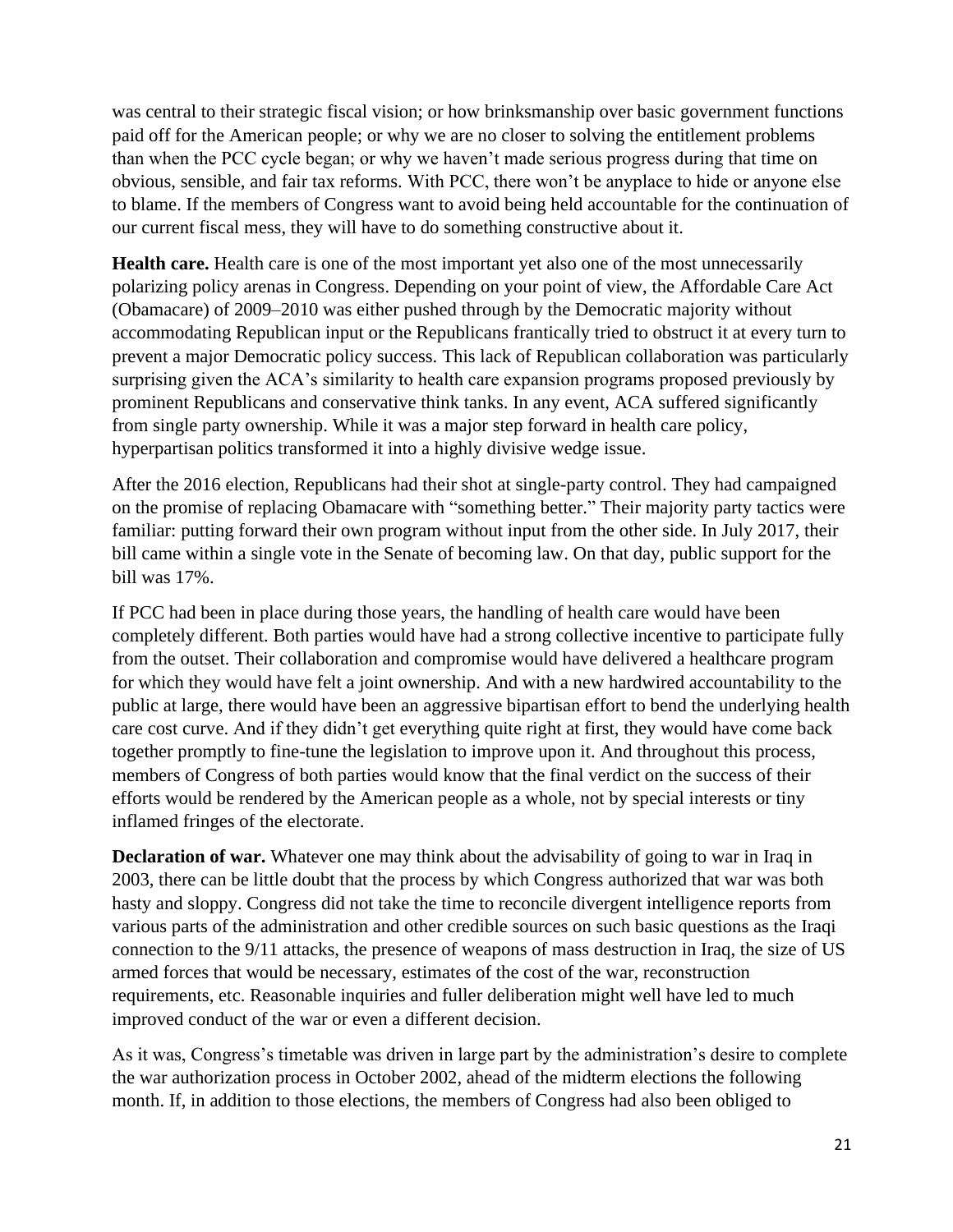was central to their strategic fiscal vision; or how brinksmanship over basic government functions paid off for the American people; or why we are no closer to solving the entitlement problems than when the PCC cycle began; or why we haven't made serious progress during that time on obvious, sensible, and fair tax reforms. With PCC, there won't be anyplace to hide or anyone else to blame. If the members of Congress want to avoid being held accountable for the continuation of our current fiscal mess, they will have to do something constructive about it.

**Health care.** Health care is one of the most important yet also one of the most unnecessarily polarizing policy arenas in Congress. Depending on your point of view, the Affordable Care Act (Obamacare) of 2009–2010 was either pushed through by the Democratic majority without accommodating Republican input or the Republicans frantically tried to obstruct it at every turn to prevent a major Democratic policy success. This lack of Republican collaboration was particularly surprising given the ACA's similarity to health care expansion programs proposed previously by prominent Republicans and conservative think tanks. In any event, ACA suffered significantly from single party ownership. While it was a major step forward in health care policy, hyperpartisan politics transformed it into a highly divisive wedge issue.

After the 2016 election, Republicans had their shot at single-party control. They had campaigned on the promise of replacing Obamacare with "something better." Their majority party tactics were familiar: putting forward their own program without input from the other side. In July 2017, their bill came within a single vote in the Senate of becoming law. On that day, public support for the bill was 17%.

If PCC had been in place during those years, the handling of health care would have been completely different. Both parties would have had a strong collective incentive to participate fully from the outset. Their collaboration and compromise would have delivered a healthcare program for which they would have felt a joint ownership. And with a new hardwired accountability to the public at large, there would have been an aggressive bipartisan effort to bend the underlying health care cost curve. And if they didn't get everything quite right at first, they would have come back together promptly to fine-tune the legislation to improve upon it. And throughout this process, members of Congress of both parties would know that the final verdict on the success of their efforts would be rendered by the American people as a whole, not by special interests or tiny inflamed fringes of the electorate.

**Declaration of war.** Whatever one may think about the advisability of going to war in Iraq in 2003, there can be little doubt that the process by which Congress authorized that war was both hasty and sloppy. Congress did not take the time to reconcile divergent intelligence reports from various parts of the administration and other credible sources on such basic questions as the Iraqi connection to the 9/11 attacks, the presence of weapons of mass destruction in Iraq, the size of US armed forces that would be necessary, estimates of the cost of the war, reconstruction requirements, etc. Reasonable inquiries and fuller deliberation might well have led to much improved conduct of the war or even a different decision.

As it was, Congress's timetable was driven in large part by the administration's desire to complete the war authorization process in October 2002, ahead of the midterm elections the following month. If, in addition to those elections, the members of Congress had also been obliged to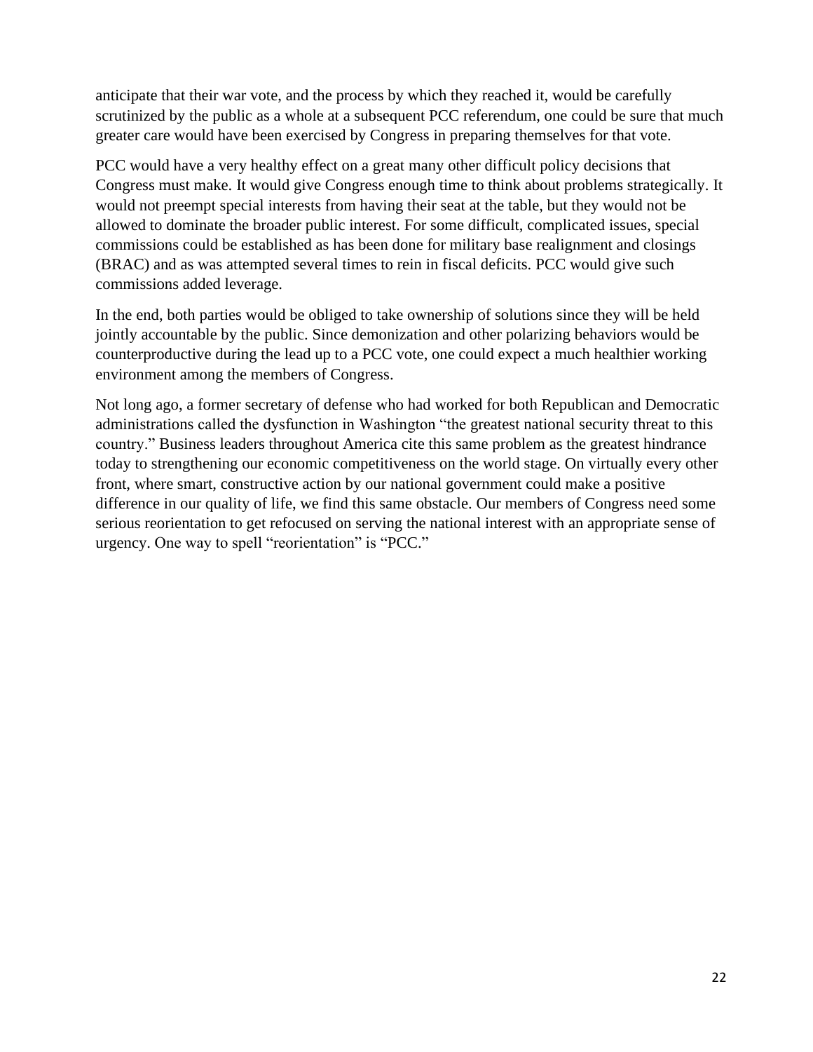anticipate that their war vote, and the process by which they reached it, would be carefully scrutinized by the public as a whole at a subsequent PCC referendum, one could be sure that much greater care would have been exercised by Congress in preparing themselves for that vote.

PCC would have a very healthy effect on a great many other difficult policy decisions that Congress must make. It would give Congress enough time to think about problems strategically. It would not preempt special interests from having their seat at the table, but they would not be allowed to dominate the broader public interest. For some difficult, complicated issues, special commissions could be established as has been done for military base realignment and closings (BRAC) and as was attempted several times to rein in fiscal deficits. PCC would give such commissions added leverage.

In the end, both parties would be obliged to take ownership of solutions since they will be held jointly accountable by the public. Since demonization and other polarizing behaviors would be counterproductive during the lead up to a PCC vote, one could expect a much healthier working environment among the members of Congress.

Not long ago, a former secretary of defense who had worked for both Republican and Democratic administrations called the dysfunction in Washington "the greatest national security threat to this country." Business leaders throughout America cite this same problem as the greatest hindrance today to strengthening our economic competitiveness on the world stage. On virtually every other front, where smart, constructive action by our national government could make a positive difference in our quality of life, we find this same obstacle. Our members of Congress need some serious reorientation to get refocused on serving the national interest with an appropriate sense of urgency. One way to spell "reorientation" is "PCC."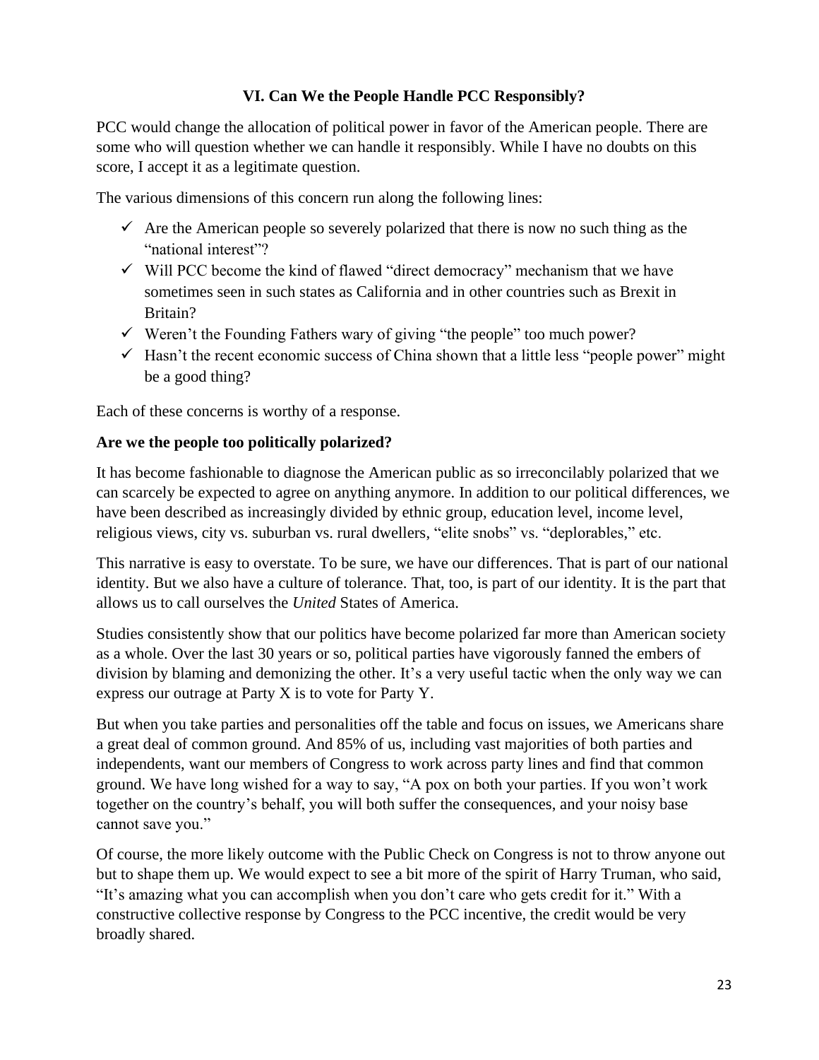## VI. Can We the People Handle PCC Responsibly?

PCC would change the allocation of political power in favor of the American people. There are some who will question whether we can handle it responsibly. While I have no doubts on this score, I accept it as a legitimate question.

The various dimensions of this concern run along the following lines:

- ✓ Are the American people so severely polarized that there is now no such thing as the "national interest"?
- ✓ Will PCC become the kind of flawed "direct democracy" mechanism that we have sometimes seen in such states as California and in other countries such as Brexit in Britain?
- ✓ Weren't the Founding Fathers wary of giving "the people" too much power?
- ✓ Hasn't the recent economic success of China shown that a little less "people power" might be a good thing?

Each of these concerns is worthy of a response.

**Are we the people too politically polarized?**

It has become fashionable to diagnose the American public as so irreconcilably polarized that we can scarcely be expected to agree on anything anymore. In addition to our political differences, we have been described as increasingly divided by ethnic group, education level, income level, religious views, city vs. suburban vs. rural dwellers, "elite snobs" vs. "deplorables," etc.

This narrative is easy to overstate. To be sure, we have our differences. That is part of our national identity. But we also have a culture of tolerance. That, too, is part of our identity. It is the part that allows us to call ourselves the *United* States of America.

Studies consistently show that our politics have become polarized far more than American society as a whole. Over the last 30 years or so, political parties have vigorously fanned the embers of division by blaming and demonizing the other. It's a very useful tactic when the only way we can express our outrage at Party X is to vote for Party Y.

But when you take parties and personalities off the table and focus on issues, we Americans share a great deal of common ground. And 85% of us, including vast majorities of both parties and independents, want our members of Congress to work across party lines and find that common ground. We have long wished for a way to say, "A pox on both your parties. If you won't work together on the country's behalf, you will both suffer the consequences, and your noisy base cannot save you."

Of course, the more likely outcome with the Public Check on Congress is not to throw anyone out but to shape them up. We would expect to see a bit more of the spirit of Harry Truman, who said, "It's amazing what you can accomplish when you don't care who gets credit for it." With a constructive collective response by Congress to the PCC incentive, the credit would be very broadly shared.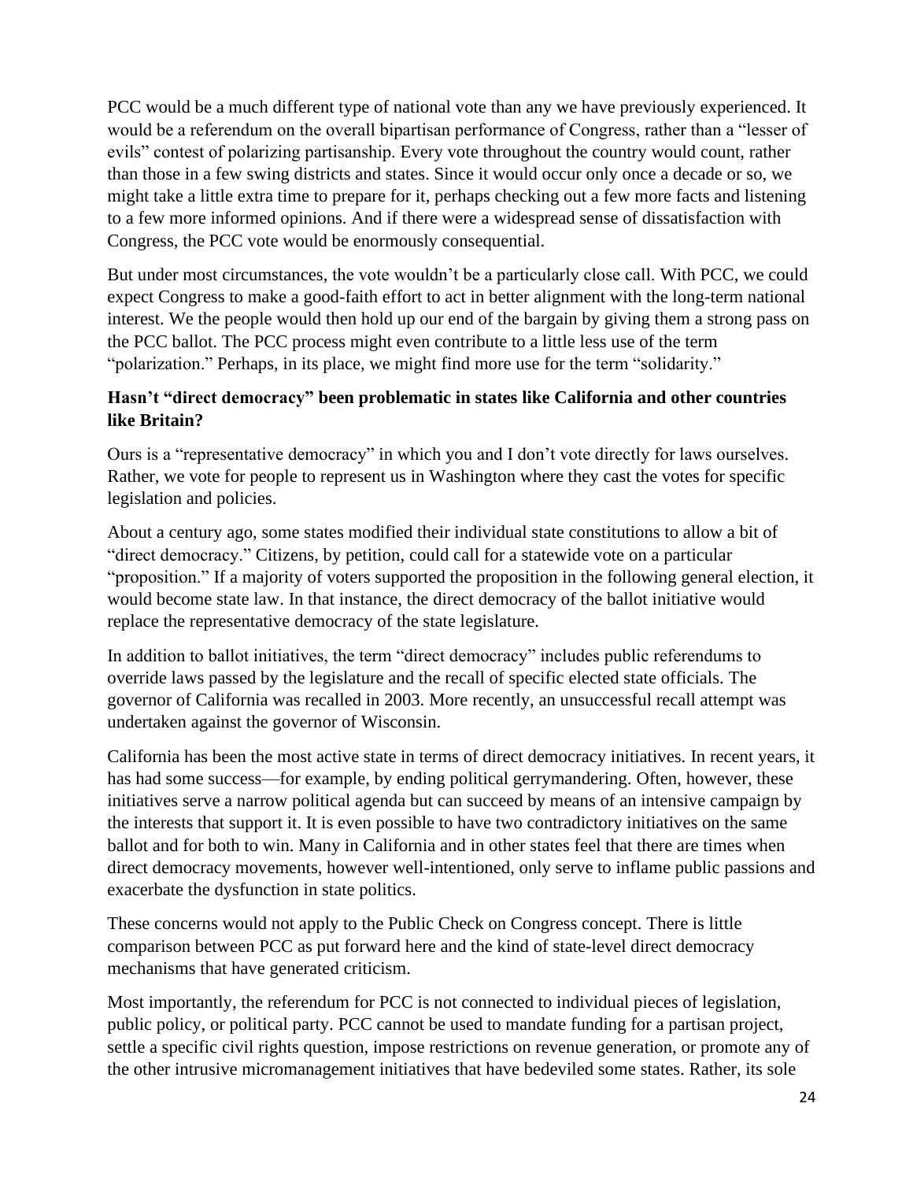PCC would be a much different type of national vote than any we have previously experienced. It would be a referendum on the overall bipartisan performance of Congress, rather than a "lesser of evils" contest of polarizing partisanship. Every vote throughout the country would count, rather than those in a few swing districts and states. Since it would occur only once a decade or so, we might take a little extra time to prepare for it, perhaps checking out a few more facts and listening to a few more informed opinions. And if there were a widespread sense of dissatisfaction with Congress, the PCC vote would be enormously consequential.

But under most circumstances, the vote wouldn't be a particularly close call. With PCC, we could expect Congress to make a good-faith effort to act in better alignment with the long-term national interest. We the people would then hold up our end of the bargain by giving them a strong pass on the PCC ballot. The PCC process might even contribute to a little less use of the term "polarization." Perhaps, in its place, we might find more use for the term "solidarity."

**Hasn't "direct democracy" been problematic in states like California and other countries like Britain?**

Ours is a "representative democracy" in which you and I don't vote directly for laws ourselves. Rather, we vote for people to represent us in Washington where they cast the votes for specific legislation and policies.

About a century ago, some states modified their individual state constitutions to allow a bit of "direct democracy." Citizens, by petition, could call for a statewide vote on a particular "proposition." If a majority of voters supported the proposition in the following general election, it would become state law. In that instance, the direct democracy of the ballot initiative would replace the representative democracy of the state legislature.

In addition to ballot initiatives, the term "direct democracy" includes public referendums to override laws passed by the legislature and the recall of specific elected state officials. The governor of California was recalled in 2003. More recently, an unsuccessful recall attempt was undertaken against the governor of Wisconsin.

California has been the most active state in terms of direct democracy initiatives. In recent years, it has had some success—for example, by ending political gerrymandering. Often, however, these initiatives serve a narrow political agenda but can succeed by means of an intensive campaign by the interests that support it. It is even possible to have two contradictory initiatives on the same ballot and for both to win. Many in California and in other states feel that there are times when direct democracy movements, however well-intentioned, only serve to inflame public passions and exacerbate the dysfunction in state politics.

These concerns would not apply to the Public Check on Congress concept. There is little comparison between PCC as put forward here and the kind of state-level direct democracy mechanisms that have generated criticism.

Most importantly, the referendum for PCC is not connected to individual pieces of legislation, public policy, or political party. PCC cannot be used to mandate funding for a partisan project, settle a specific civil rights question, impose restrictions on revenue generation, or promote any of the other intrusive micromanagement initiatives that have bedeviled some states. Rather, its sole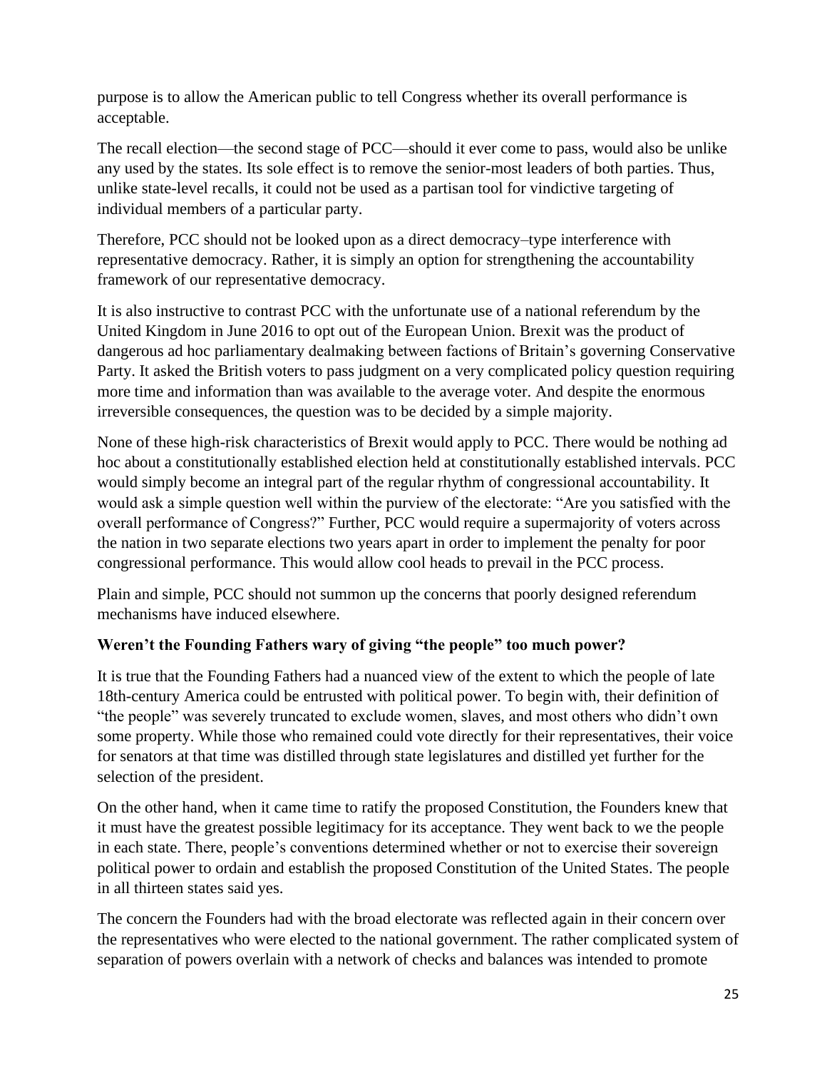purpose is to allow the American public to tell Congress whether its overall performance is acceptable.

The recall election—the second stage of PCC—should it ever come to pass, would also be unlike any used by the states. Its sole effect is to remove the senior-most leaders of both parties. Thus, unlike state-level recalls, it could not be used as a partisan tool for vindictive targeting of individual members of a particular party.

Therefore, PCC should not be looked upon as a direct democracy–type interference with representative democracy. Rather, it is simply an option for strengthening the accountability framework of our representative democracy.

It is also instructive to contrast PCC with the unfortunate use of a national referendum by the United Kingdom in June 2016 to opt out of the European Union. Brexit was the product of dangerous ad hoc parliamentary dealmaking between factions of Britain's governing Conservative Party. It asked the British voters to pass judgment on a very complicated policy question requiring more time and information than was available to the average voter. And despite the enormous irreversible consequences, the question was to be decided by a simple majority.

None of these high-risk characteristics of Brexit would apply to PCC. There would be nothing ad hoc about a constitutionally established election held at constitutionally established intervals. PCC would simply become an integral part of the regular rhythm of congressional accountability. It would ask a simple question well within the purview of the electorate: "Are you satisfied with the overall performance of Congress?" Further, PCC would require a supermajority of voters across the nation in two separate elections two years apart in order to implement the penalty for poor congressional performance. This would allow cool heads to prevail in the PCC process.

Plain and simple, PCC should not summon up the concerns that poorly designed referendum mechanisms have induced elsewhere.

**Weren't the Founding Fathers wary of giving "the people" too much power?**

It is true that the Founding Fathers had a nuanced view of the extent to which the people of late 18th-century America could be entrusted with political power. To begin with, their definition of "the people" was severely truncated to exclude women, slaves, and most others who didn't own some property. While those who remained could vote directly for their representatives, their voice for senators at that time was distilled through state legislatures and distilled yet further for the selection of the president.

On the other hand, when it came time to ratify the proposed Constitution, the Founders knew that it must have the greatest possible legitimacy for its acceptance. They went back to we the people in each state. There, people's conventions determined whether or not to exercise their sovereign political power to ordain and establish the proposed Constitution of the United States. The people in all thirteen states said yes.

The concern the Founders had with the broad electorate was reflected again in their concern over the representatives who were elected to the national government. The rather complicated system of separation of powers overlain with a network of checks and balances was intended to promote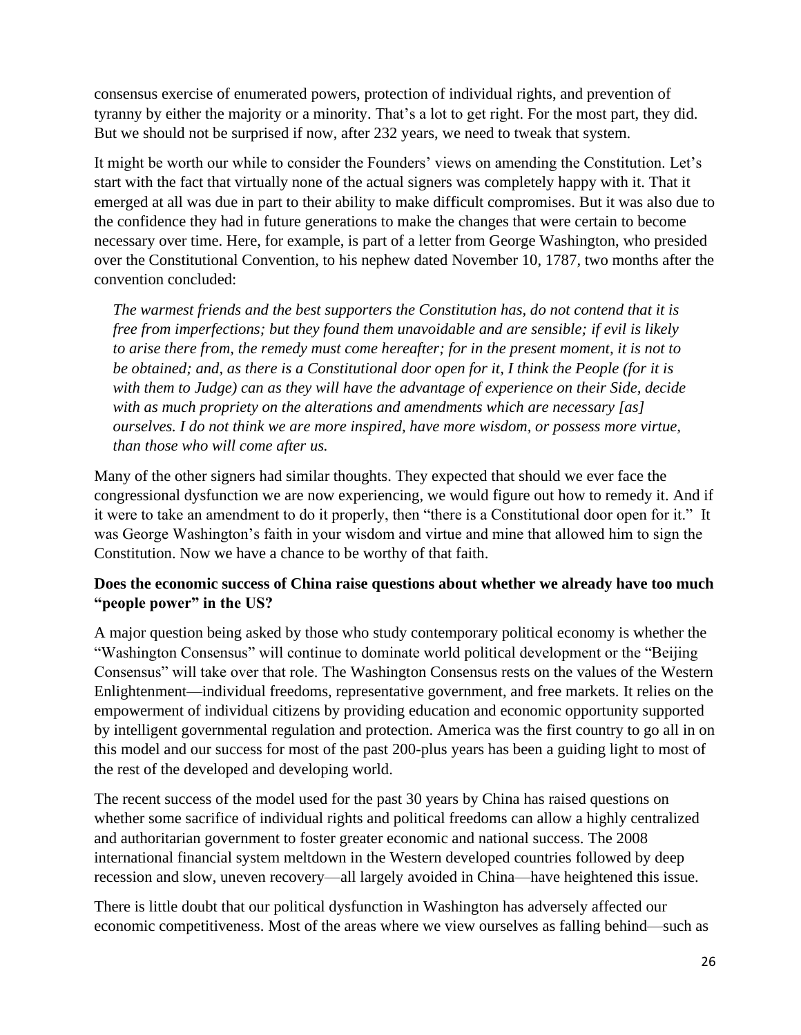consensus exercise of enumerated powers, protection of individual rights, and prevention of tyranny by either the majority or a minority. That's a lot to get right. For the most part, they did. But we should not be surprised if now, after 232 years, we need to tweak that system.

It might be worth our while to consider the Founders' views on amending the Constitution. Let's start with the fact that virtually none of the actual signers was completely happy with it. That it emerged at all was due in part to their ability to make difficult compromises. But it was also due to the confidence they had in future generations to make the changes that were certain to become necessary over time. Here, for example, is part of a letter from George Washington, who presided over the Constitutional Convention, to his nephew dated November 10, 1787, two months after the convention concluded:

> *The warmest friends and the best supporters the Constitution has, do not contend that it is free from imperfections; but they found them unavoidable and are sensible; if evil is likely to arise there from, the remedy must come hereafter; for in the present moment, it is not to be obtained; and, as there is a Constitutional door open for it, I think the People (for it is with them to Judge) can as they will have the advantage of experience on their Side, decide with as much propriety on the alterations and amendments which are necessary [as] ourselves. I do not think we are more inspired, have more wisdom, or possess more virtue, than those who will come after us.*

Many of the other signers had similar thoughts. They expected that should we ever face the congressional dysfunction we are now experiencing, we would figure out how to remedy it. And if it were to take an amendment to do it properly, then "there is a Constitutional door open for it." It was George Washington's faith in your wisdom and virtue and mine that allowed him to sign the Constitution. Now we have a chance to be worthy of that faith.

**Does the economic success of China raise questions about whether we already have too much "people power" in the US?**

A major question being asked by those who study contemporary political economy is whether the "Washington Consensus" will continue to dominate world political development or the "Beijing Consensus" will take over that role. The Washington Consensus rests on the values of the Western Enlightenment—individual freedoms, representative government, and free markets. It relies on the empowerment of individual citizens by providing education and economic opportunity supported by intelligent governmental regulation and protection. America was the first country to go all in on this model and our success for most of the past 200-plus years has been a guiding light to most of the rest of the developed and developing world.

The recent success of the model used for the past 30 years by China has raised questions on whether some sacrifice of individual rights and political freedoms can allow a highly centralized and authoritarian government to foster greater economic and national success. The 2008 international financial system meltdown in the Western developed countries followed by deep recession and slow, uneven recovery—all largely avoided in China—have heightened this issue.

There is little doubt that our political dysfunction in Washington has adversely affected our economic competitiveness. Most of the areas where we view ourselves as falling behind—such as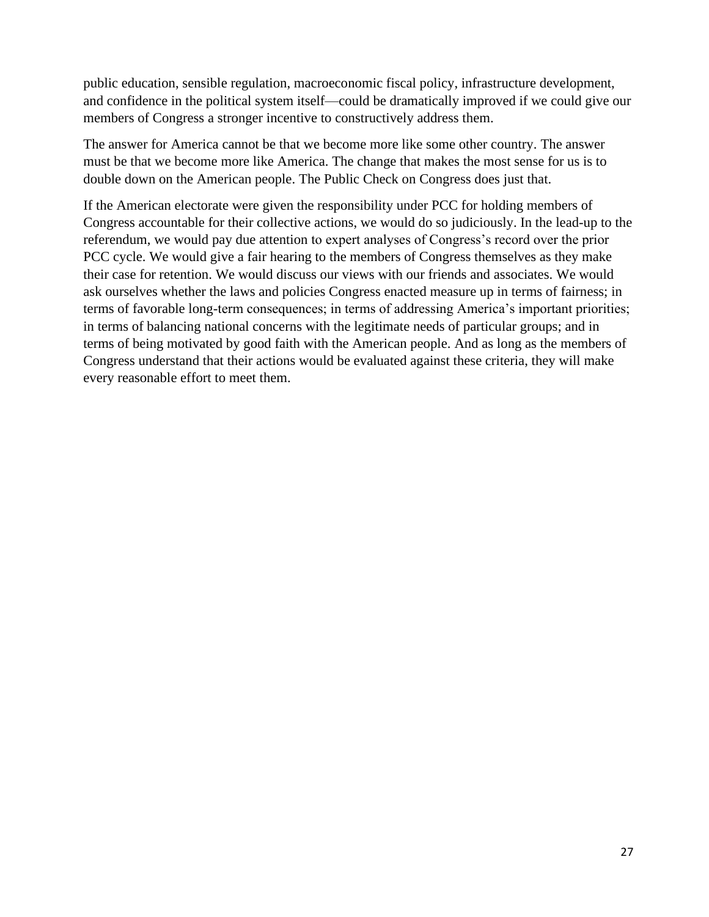public education, sensible regulation, macroeconomic fiscal policy, infrastructure development, and confidence in the political system itself—could be dramatically improved if we could give our members of Congress a stronger incentive to constructively address them.

The answer for America cannot be that we become more like some other country. The answer must be that we become more like America. The change that makes the most sense for us is to double down on the American people. The Public Check on Congress does just that.

If the American electorate were given the responsibility under PCC for holding members of Congress accountable for their collective actions, we would do so judiciously. In the lead-up to the referendum, we would pay due attention to expert analyses of Congress's record over the prior PCC cycle. We would give a fair hearing to the members of Congress themselves as they make their case for retention. We would discuss our views with our friends and associates. We would ask ourselves whether the laws and policies Congress enacted measure up in terms of fairness; in terms of favorable long-term consequences; in terms of addressing America's important priorities; in terms of balancing national concerns with the legitimate needs of particular groups; and in terms of being motivated by good faith with the American people. And as long as the members of Congress understand that their actions would be evaluated against these criteria, they will make every reasonable effort to meet them.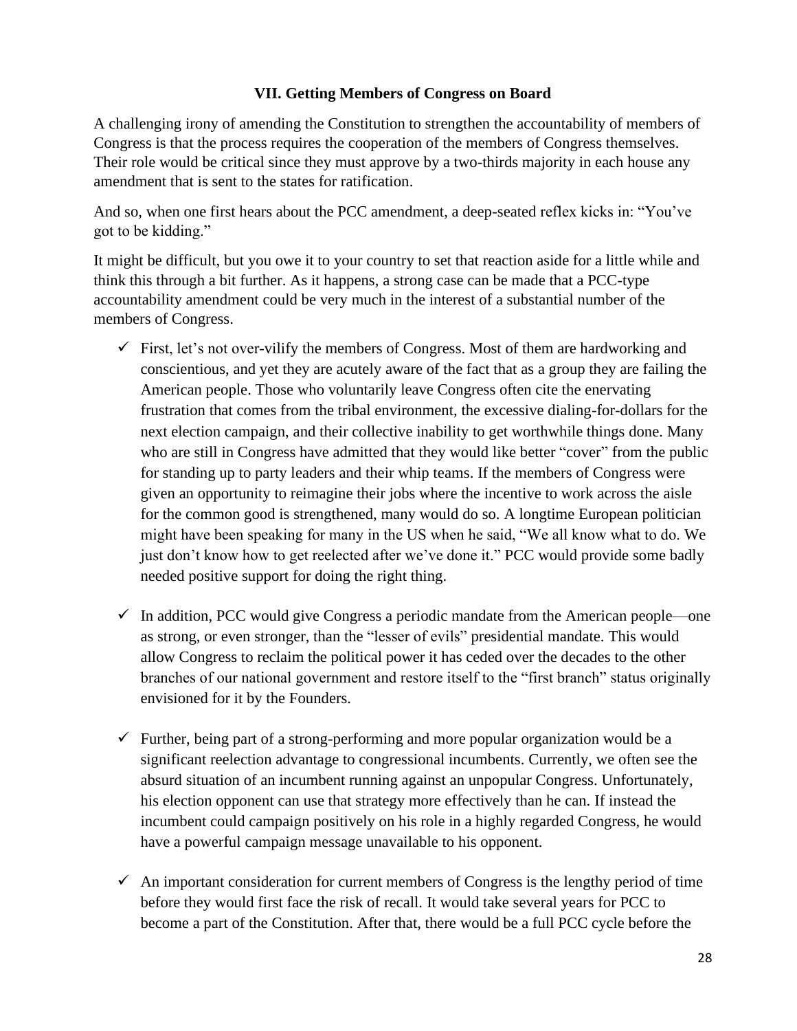## VII. Getting Members of Congress on Board

A challenging irony of amending the Constitution to strengthen the accountability of members of Congress is that the process requires the cooperation of the members of Congress themselves. Their role would be critical since they must approve by a two-thirds majority in each house any amendment that is sent to the states for ratification.

And so, when one first hears about the PCC amendment, a deep-seated reflex kicks in: "You've got to be kidding."

It might be difficult, but you owe it to your country to set that reaction aside for a little while and think this through a bit further. As it happens, a strong case can be made that a PCC-type accountability amendment could be very much in the interest of a substantial number of the members of Congress.

- ✓ First, let's not over-vilify the members of Congress. Most of them are hardworking and conscientious, and yet they are acutely aware of the fact that as a group they are failing the American people. Those who voluntarily leave Congress often cite the enervating frustration that comes from the tribal environment, the excessive dialing-for-dollars for the next election campaign, and their collective inability to get worthwhile things done. Many who are still in Congress have admitted that they would like better "cover" from the public for standing up to party leaders and their whip teams. If the members of Congress were given an opportunity to reimagine their jobs where the incentive to work across the aisle for the common good is strengthened, many would do so. A longtime European politician might have been speaking for many in the US when he said, "We all know what to do. We just don't know how to get reelected after we've done it." PCC would provide some badly needed positive support for doing the right thing.

- ✓ In addition, PCC would give Congress a periodic mandate from the American people—one as strong, or even stronger, than the "lesser of evils" presidential mandate. This would allow Congress to reclaim the political power it has ceded over the decades to the other branches of our national government and restore itself to the "first branch" status originally envisioned for it by the Founders.

- ✓ Further, being part of a strong-performing and more popular organization would be a significant reelection advantage to congressional incumbents. Currently, we often see the absurd situation of an incumbent running against an unpopular Congress. Unfortunately, his election opponent can use that strategy more effectively than he can. If instead the incumbent could campaign positively on his role in a highly regarded Congress, he would have a powerful campaign message unavailable to his opponent.

- ✓ An important consideration for current members of Congress is the lengthy period of time before they would first face the risk of recall. It would take several years for PCC to become a part of the Constitution. After that, there would be a full PCC cycle before the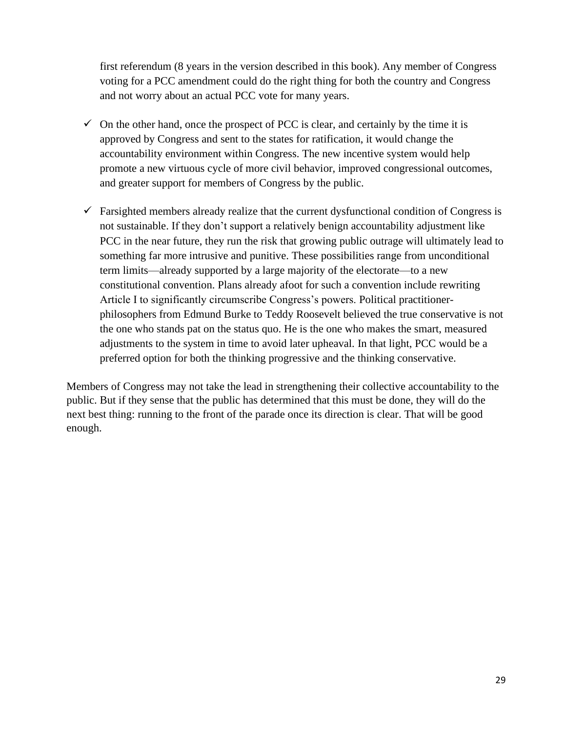first referendum (8 years in the version described in this book). Any member of Congress voting for a PCC amendment could do the right thing for both the country and Congress and not worry about an actual PCC vote for many years.

- ✓ On the other hand, once the prospect of PCC is clear, and certainly by the time it is approved by Congress and sent to the states for ratification, it would change the accountability environment within Congress. The new incentive system would help promote a new virtuous cycle of more civil behavior, improved congressional outcomes, and greater support for members of Congress by the public.

- ✓ Farsighted members already realize that the current dysfunctional condition of Congress is not sustainable. If they don't support a relatively benign accountability adjustment like PCC in the near future, they run the risk that growing public outrage will ultimately lead to something far more intrusive and punitive. These possibilities range from unconditional term limits—already supported by a large majority of the electorate—to a new constitutional convention. Plans already afoot for such a convention include rewriting Article I to significantly circumscribe Congress's powers. Political practitioner-philosophers from Edmund Burke to Teddy Roosevelt believed the true conservative is not the one who stands pat on the status quo. He is the one who makes the smart, measured adjustments to the system in time to avoid later upheaval. In that light, PCC would be a preferred option for both the thinking progressive and the thinking conservative.

Members of Congress may not take the lead in strengthening their collective accountability to the public. But if they sense that the public has determined that this must be done, they will do the next best thing: running to the front of the parade once its direction is clear. That will be good enough.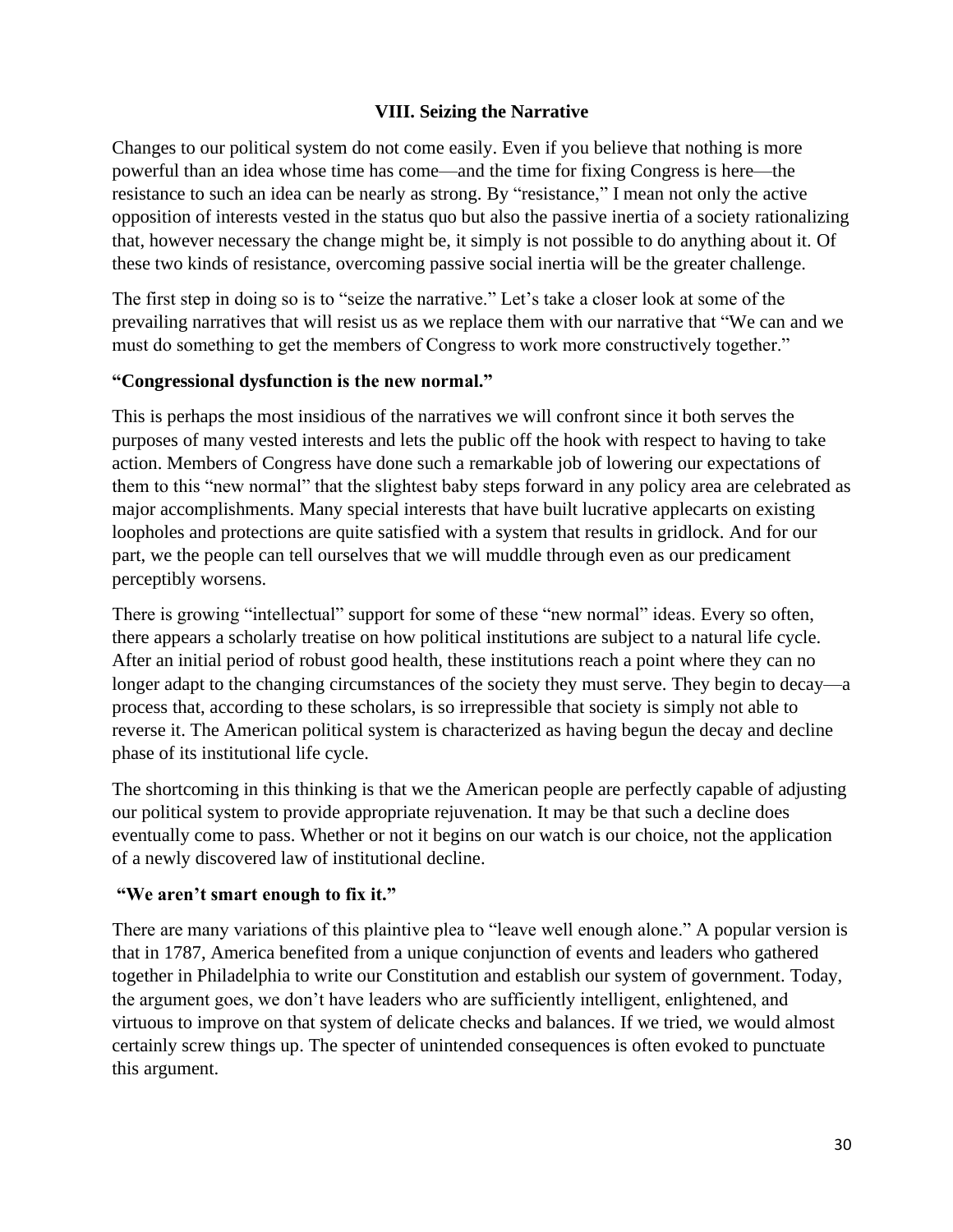## VIII. Seizing the Narrative

Changes to our political system do not come easily. Even if you believe that nothing is more powerful than an idea whose time has come—and the time for fixing Congress is here—the resistance to such an idea can be nearly as strong. By "resistance," I mean not only the active opposition of interests vested in the status quo but also the passive inertia of a society rationalizing that, however necessary the change might be, it simply is not possible to do anything about it. Of these two kinds of resistance, overcoming passive social inertia will be the greater challenge.

The first step in doing so is to "seize the narrative." Let's take a closer look at some of the prevailing narratives that will resist us as we replace them with our narrative that "We can and we must do something to get the members of Congress to work more constructively together."

**"Congressional dysfunction is the new normal."**

This is perhaps the most insidious of the narratives we will confront since it both serves the purposes of many vested interests and lets the public off the hook with respect to having to take action. Members of Congress have done such a remarkable job of lowering our expectations of them to this "new normal" that the slightest baby steps forward in any policy area are celebrated as major accomplishments. Many special interests that have built lucrative applecarts on existing loopholes and protections are quite satisfied with a system that results in gridlock. And for our part, we the people can tell ourselves that we will muddle through even as our predicament perceptibly worsens.

There is growing "intellectual" support for some of these "new normal" ideas. Every so often, there appears a scholarly treatise on how political institutions are subject to a natural life cycle. After an initial period of robust good health, these institutions reach a point where they can no longer adapt to the changing circumstances of the society they must serve. They begin to decay—a process that, according to these scholars, is so irrepressible that society is simply not able to reverse it. The American political system is characterized as having begun the decay and decline phase of its institutional life cycle.

The shortcoming in this thinking is that we the American people are perfectly capable of adjusting our political system to provide appropriate rejuvenation. It may be that such a decline does eventually come to pass. Whether or not it begins on our watch is our choice, not the application of a newly discovered law of institutional decline.

**"We aren't smart enough to fix it."**

There are many variations of this plaintive plea to "leave well enough alone." A popular version is that in 1787, America benefited from a unique conjunction of events and leaders who gathered together in Philadelphia to write our Constitution and establish our system of government. Today, the argument goes, we don't have leaders who are sufficiently intelligent, enlightened, and virtuous to improve on that system of delicate checks and balances. If we tried, we would almost certainly screw things up. The specter of unintended consequences is often evoked to punctuate this argument.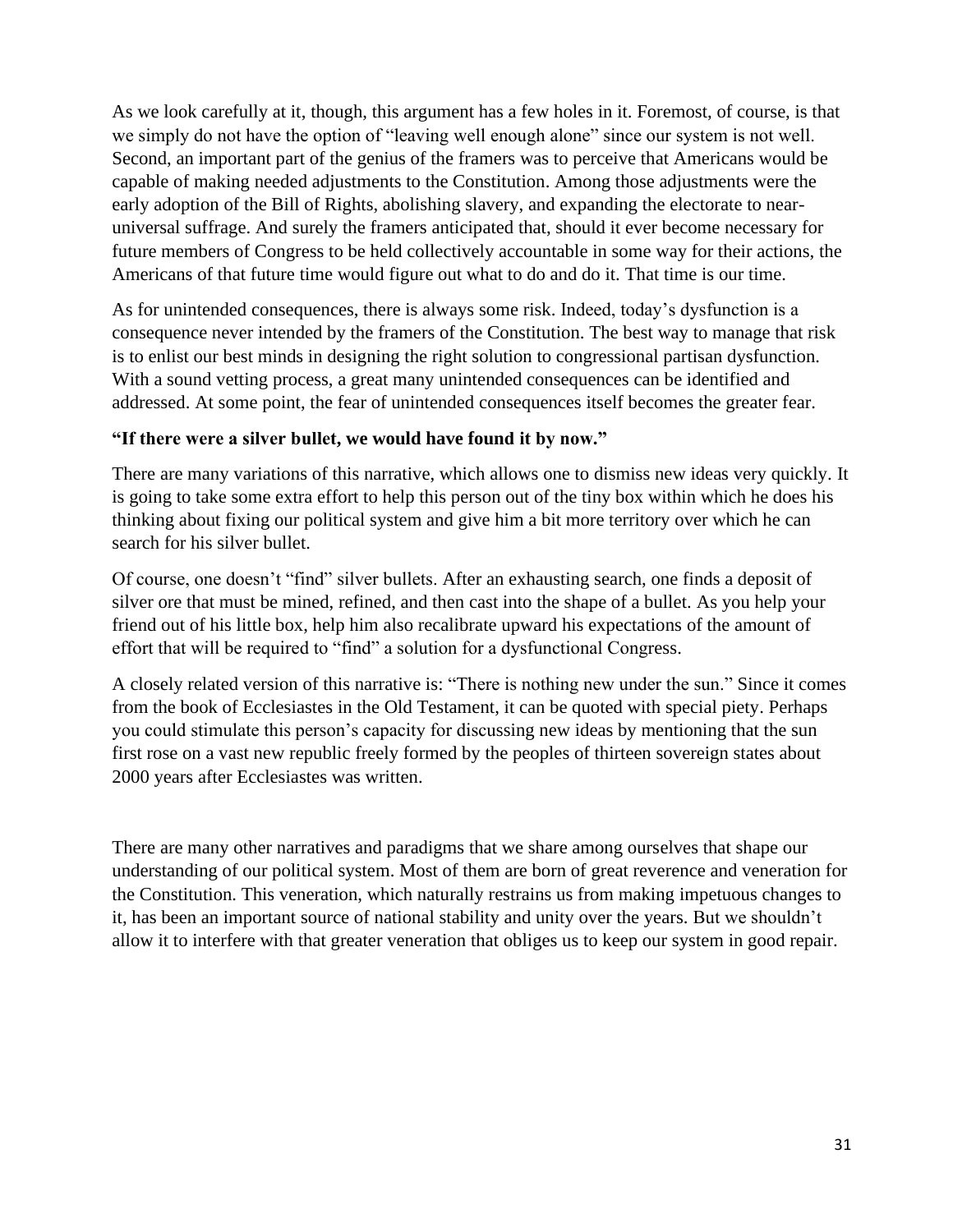As we look carefully at it, though, this argument has a few holes in it. Foremost, of course, is that we simply do not have the option of "leaving well enough alone" since our system is not well. Second, an important part of the genius of the framers was to perceive that Americans would be capable of making needed adjustments to the Constitution. Among those adjustments were the early adoption of the Bill of Rights, abolishing slavery, and expanding the electorate to near-universal suffrage. And surely the framers anticipated that, should it ever become necessary for future members of Congress to be held collectively accountable in some way for their actions, the Americans of that future time would figure out what to do and do it. That time is our time.

As for unintended consequences, there is always some risk. Indeed, today's dysfunction is a consequence never intended by the framers of the Constitution. The best way to manage that risk is to enlist our best minds in designing the right solution to congressional partisan dysfunction. With a sound vetting process, a great many unintended consequences can be identified and addressed. At some point, the fear of unintended consequences itself becomes the greater fear.

**"If there were a silver bullet, we would have found it by now."**

There are many variations of this narrative, which allows one to dismiss new ideas very quickly. It is going to take some extra effort to help this person out of the tiny box within which he does his thinking about fixing our political system and give him a bit more territory over which he can search for his silver bullet.

Of course, one doesn't "find" silver bullets. After an exhausting search, one finds a deposit of silver ore that must be mined, refined, and then cast into the shape of a bullet. As you help your friend out of his little box, help him also recalibrate upward his expectations of the amount of effort that will be required to "find" a solution for a dysfunctional Congress.

A closely related version of this narrative is: "There is nothing new under the sun." Since it comes from the book of Ecclesiastes in the Old Testament, it can be quoted with special piety. Perhaps you could stimulate this person's capacity for discussing new ideas by mentioning that the sun first rose on a vast new republic freely formed by the peoples of thirteen sovereign states about 2000 years after Ecclesiastes was written.

There are many other narratives and paradigms that we share among ourselves that shape our understanding of our political system. Most of them are born of great reverence and veneration for the Constitution. This veneration, which naturally restrains us from making impetuous changes to it, has been an important source of national stability and unity over the years. But we shouldn't allow it to interfere with that greater veneration that obliges us to keep our system in good repair.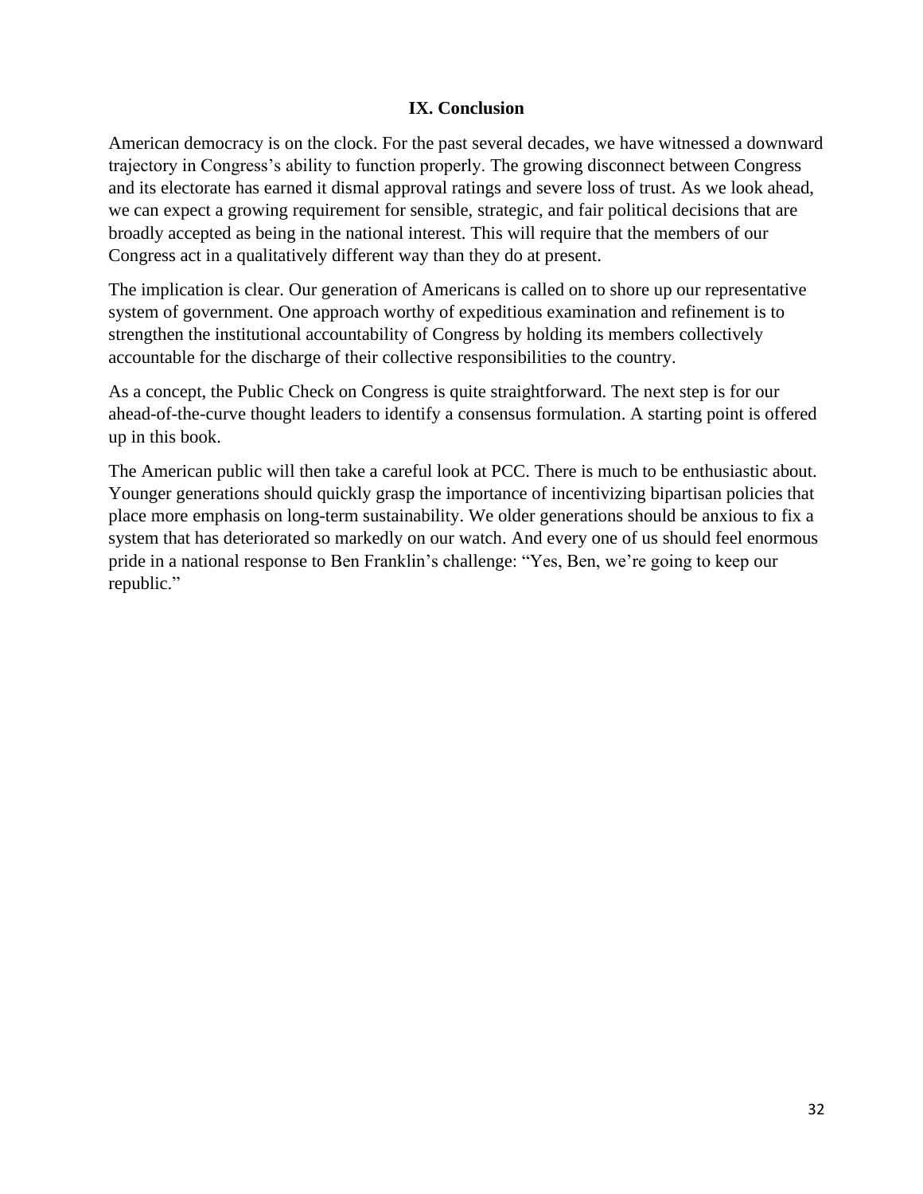## IX. Conclusion

American democracy is on the clock. For the past several decades, we have witnessed a downward trajectory in Congress's ability to function properly. The growing disconnect between Congress and its electorate has earned it dismal approval ratings and severe loss of trust. As we look ahead, we can expect a growing requirement for sensible, strategic, and fair political decisions that are broadly accepted as being in the national interest. This will require that the members of our Congress act in a qualitatively different way than they do at present.

The implication is clear. Our generation of Americans is called on to shore up our representative system of government. One approach worthy of expeditious examination and refinement is to strengthen the institutional accountability of Congress by holding its members collectively accountable for the discharge of their collective responsibilities to the country.

As a concept, the Public Check on Congress is quite straightforward. The next step is for our ahead-of-the-curve thought leaders to identify a consensus formulation. A starting point is offered up in this book.

The American public will then take a careful look at PCC. There is much to be enthusiastic about. Younger generations should quickly grasp the importance of incentivizing bipartisan policies that place more emphasis on long-term sustainability. We older generations should be anxious to fix a system that has deteriorated so markedly on our watch. And every one of us should feel enormous pride in a national response to Ben Franklin's challenge: "Yes, Ben, we're going to keep our republic."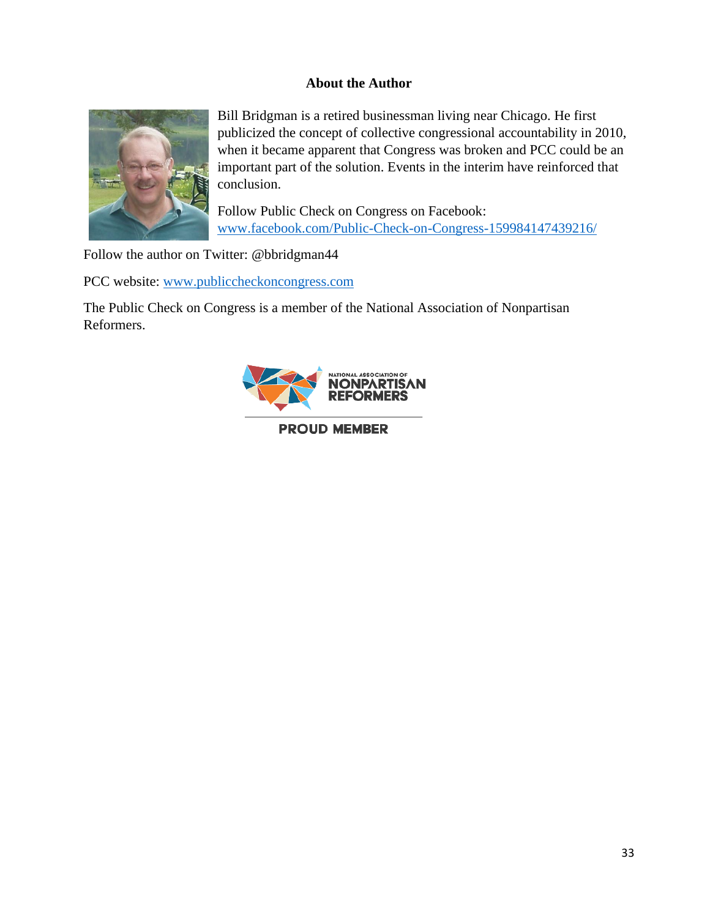## About the Author

Bill Bridgman is a retired businessman living near Chicago. He first publicized the concept of collective congressional accountability in 2010, when it became apparent that Congress was broken and PCC could be an important part of the solution. Events in the interim have reinforced that conclusion.

Follow Public Check on Congress on Facebook: [www.facebook.com/Public-Check-on-Congress-159984147439216/](www.facebook.com/Public-Check-on-Congress-159984147439216/)

Follow the author on Twitter: @bbridgman44

PCC website: [www.publiccheckoncongress.com](www.publiccheckoncongress.com)

The Public Check on Congress is a member of the National Association of Nonpartisan Reformers.

NATIONAL ASSOCIATION OF NONPARTISAN REFORMERS

PROUD MEMBER